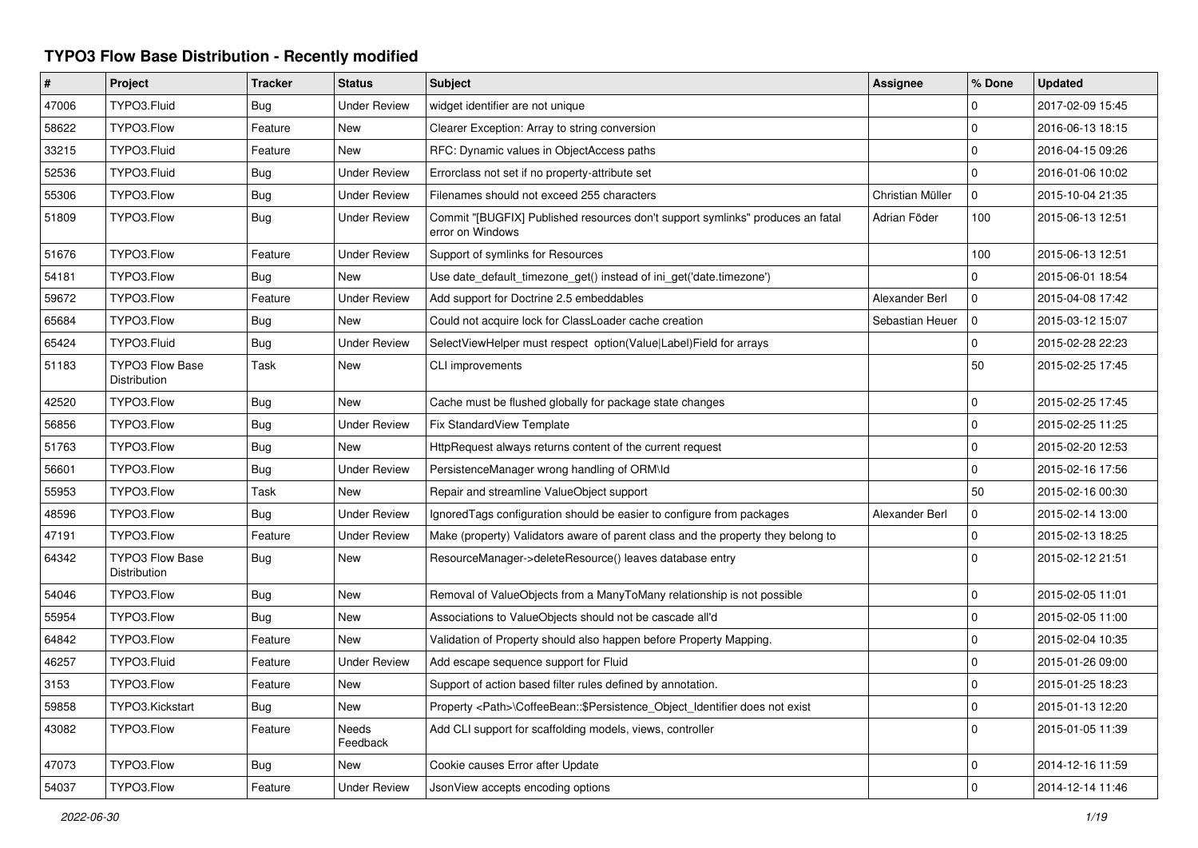# TYPO3 Flow Base Distribution - Recently modified

| # | Project | Tracker | Status | Subject | Assignee | % Done | Updated |
|---|---|---|---|---|---|---|---|
| 47006 | TYPO3.Fluid | Bug | Under Review | widget identifier are not unique | | 0 | 2017-02-09 15:45 |
| 58622 | TYPO3.Flow | Feature | New | Clearer Exception: Array to string conversion | | 0 | 2016-06-13 18:15 |
| 33215 | TYPO3.Fluid | Feature | New | RFC: Dynamic values in ObjectAccess paths | | 0 | 2016-04-15 09:26 |
| 52536 | TYPO3.Fluid | Bug | Under Review | Errorclass not set if no property-attribute set | | 0 | 2016-01-06 10:02 |
| 55306 | TYPO3.Flow | Bug | Under Review | Filenames should not exceed 255 characters | Christian Müller | 0 | 2015-10-04 21:35 |
| 51809 | TYPO3.Flow | Bug | Under Review | Commit "[BUGFIX] Published resources don't support symlinks" produces an fatal error on Windows | Adrian Föder | 100 | 2015-06-13 12:51 |
| 51676 | TYPO3.Flow | Feature | Under Review | Support of symlinks for Resources | | 100 | 2015-06-13 12:51 |
| 54181 | TYPO3.Flow | Bug | New | Use date_default_timezone_get() instead of ini_get('date.timezone') | | 0 | 2015-06-01 18:54 |
| 59672 | TYPO3.Flow | Feature | Under Review | Add support for Doctrine 2.5 embeddables | Alexander Berl | 0 | 2015-04-08 17:42 |
| 65684 | TYPO3.Flow | Bug | New | Could not acquire lock for ClassLoader cache creation | Sebastian Heuer | 0 | 2015-03-12 15:07 |
| 65424 | TYPO3.Fluid | Bug | Under Review | SelectViewHelper must respect option(Value\|Label)Field for arrays | | 0 | 2015-02-28 22:23 |
| 51183 | TYPO3 Flow Base Distribution | Task | New | CLI improvements | | 50 | 2015-02-25 17:45 |
| 42520 | TYPO3.Flow | Bug | New | Cache must be flushed globally for package state changes | | 0 | 2015-02-25 17:45 |
| 56856 | TYPO3.Flow | Bug | Under Review | Fix StandardView Template | | 0 | 2015-02-25 11:25 |
| 51763 | TYPO3.Flow | Bug | New | HttpRequest always returns content of the current request | | 0 | 2015-02-20 12:53 |
| 56601 | TYPO3.Flow | Bug | Under Review | PersistenceManager wrong handling of ORM\Id | | 0 | 2015-02-16 17:56 |
| 55953 | TYPO3.Flow | Task | New | Repair and streamline ValueObject support | | 50 | 2015-02-16 00:30 |
| 48596 | TYPO3.Flow | Bug | Under Review | IgnoredTags configuration should be easier to configure from packages | Alexander Berl | 0 | 2015-02-14 13:00 |
| 47191 | TYPO3.Flow | Feature | Under Review | Make (property) Validators aware of parent class and the property they belong to | | 0 | 2015-02-13 18:25 |
| 64342 | TYPO3 Flow Base Distribution | Bug | New | ResourceManager->deleteResource() leaves database entry | | 0 | 2015-02-12 21:51 |
| 54046 | TYPO3.Flow | Bug | New | Removal of ValueObjects from a ManyToMany relationship is not possible | | 0 | 2015-02-05 11:01 |
| 55954 | TYPO3.Flow | Bug | New | Associations to ValueObjects should not be cascade all'd | | 0 | 2015-02-05 11:00 |
| 64842 | TYPO3.Flow | Feature | New | Validation of Property should also happen before Property Mapping. | | 0 | 2015-02-04 10:35 |
| 46257 | TYPO3.Fluid | Feature | Under Review | Add escape sequence support for Fluid | | 0 | 2015-01-26 09:00 |
| 3153 | TYPO3.Flow | Feature | New | Support of action based filter rules defined by annotation. | | 0 | 2015-01-25 18:23 |
| 59858 | TYPO3.Kickstart | Bug | New | Property <Path>\CoffeeBean::$Persistence_Object_Identifier does not exist | | 0 | 2015-01-13 12:20 |
| 43082 | TYPO3.Flow | Feature | Needs Feedback | Add CLI support for scaffolding models, views, controller | | 0 | 2015-01-05 11:39 |
| 47073 | TYPO3.Flow | Bug | New | Cookie causes Error after Update | | 0 | 2014-12-16 11:59 |
| 54037 | TYPO3.Flow | Feature | Under Review | JsonView accepts encoding options | | 0 | 2014-12-14 11:46 |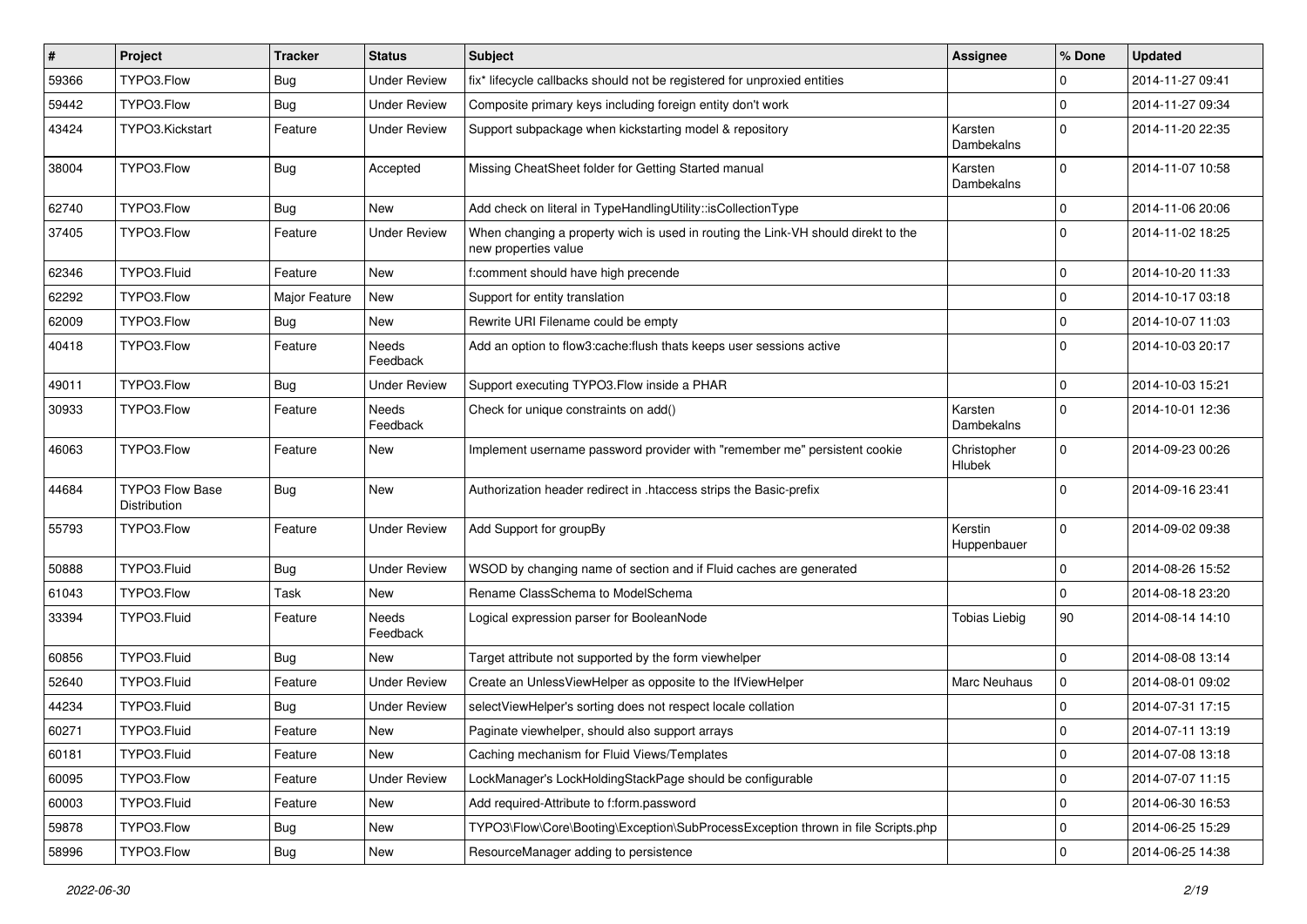| # | Project | Tracker | Status | Subject | Assignee | % Done | Updated |
|---|---|---|---|---|---|---|---|
| 59366 | TYPO3.Flow | Bug | Under Review | fix* lifecycle callbacks should not be registered for unproxied entities | | 0 | 2014-11-27 09:41 |
| 59442 | TYPO3.Flow | Bug | Under Review | Composite primary keys including foreign entity don't work | | 0 | 2014-11-27 09:34 |
| 43424 | TYPO3.Kickstart | Feature | Under Review | Support subpackage when kickstarting model & repository | Karsten Dambekalns | 0 | 2014-11-20 22:35 |
| 38004 | TYPO3.Flow | Bug | Accepted | Missing CheatSheet folder for Getting Started manual | Karsten Dambekalns | 0 | 2014-11-07 10:58 |
| 62740 | TYPO3.Flow | Bug | New | Add check on literal in TypeHandlingUtility::isCollectionType | | 0 | 2014-11-06 20:06 |
| 37405 | TYPO3.Flow | Feature | Under Review | When changing a property wich is used in routing the Link-VH should direkt to the new properties value | | 0 | 2014-11-02 18:25 |
| 62346 | TYPO3.Fluid | Feature | New | f:comment should have high precende | | 0 | 2014-10-20 11:33 |
| 62292 | TYPO3.Flow | Major Feature | New | Support for entity translation | | 0 | 2014-10-17 03:18 |
| 62009 | TYPO3.Flow | Bug | New | Rewrite URI Filename could be empty | | 0 | 2014-10-07 11:03 |
| 40418 | TYPO3.Flow | Feature | Needs Feedback | Add an option to flow3:cache:flush thats keeps user sessions active | | 0 | 2014-10-03 20:17 |
| 49011 | TYPO3.Flow | Bug | Under Review | Support executing TYPO3.Flow inside a PHAR | | 0 | 2014-10-03 15:21 |
| 30933 | TYPO3.Flow | Feature | Needs Feedback | Check for unique constraints on add() | Karsten Dambekalns | 0 | 2014-10-01 12:36 |
| 46063 | TYPO3.Flow | Feature | New | Implement username password provider with "remember me" persistent cookie | Christopher Hlubek | 0 | 2014-09-23 00:26 |
| 44684 | TYPO3 Flow Base Distribution | Bug | New | Authorization header redirect in .htaccess strips the Basic-prefix | | 0 | 2014-09-16 23:41 |
| 55793 | TYPO3.Flow | Feature | Under Review | Add Support for groupBy | Kerstin Huppenbauer | 0 | 2014-09-02 09:38 |
| 50888 | TYPO3.Fluid | Bug | Under Review | WSOD by changing name of section and if Fluid caches are generated | | 0 | 2014-08-26 15:52 |
| 61043 | TYPO3.Flow | Task | New | Rename ClassSchema to ModelSchema | | 0 | 2014-08-18 23:20 |
| 33394 | TYPO3.Fluid | Feature | Needs Feedback | Logical expression parser for BooleanNode | Tobias Liebig | 90 | 2014-08-14 14:10 |
| 60856 | TYPO3.Fluid | Bug | New | Target attribute not supported by the form viewhelper | | 0 | 2014-08-08 13:14 |
| 52640 | TYPO3.Fluid | Feature | Under Review | Create an UnlessViewHelper as opposite to the IfViewHelper | Marc Neuhaus | 0 | 2014-08-01 09:02 |
| 44234 | TYPO3.Fluid | Bug | Under Review | selectViewHelper's sorting does not respect locale collation | | 0 | 2014-07-31 17:15 |
| 60271 | TYPO3.Fluid | Feature | New | Paginate viewhelper, should also support arrays | | 0 | 2014-07-11 13:19 |
| 60181 | TYPO3.Fluid | Feature | New | Caching mechanism for Fluid Views/Templates | | 0 | 2014-07-08 13:18 |
| 60095 | TYPO3.Flow | Feature | Under Review | LockManager's LockHoldingStackPage should be configurable | | 0 | 2014-07-07 11:15 |
| 60003 | TYPO3.Fluid | Feature | New | Add required-Attribute to f:form.password | | 0 | 2014-06-30 16:53 |
| 59878 | TYPO3.Flow | Bug | New | TYPO3\Flow\Core\Booting\Exception\SubProcessException thrown in file Scripts.php | | 0 | 2014-06-25 15:29 |
| 58996 | TYPO3.Flow | Bug | New | ResourceManager adding to persistence | | 0 | 2014-06-25 14:38 |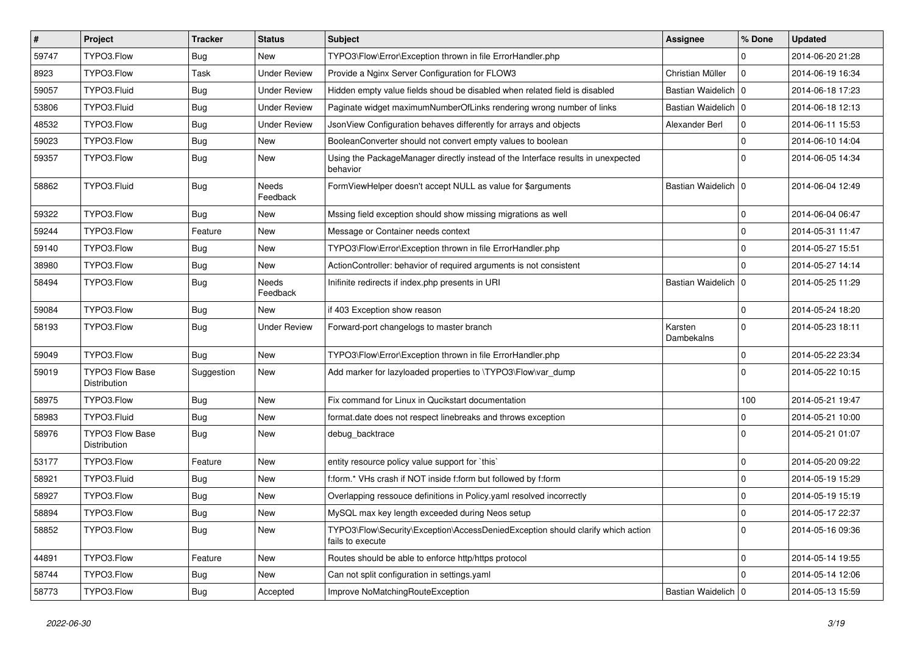| # | Project | Tracker | Status | Subject | Assignee | % Done | Updated |
|---|---|---|---|---|---|---|---|
| 59747 | TYPO3.Flow | Bug | New | TYPO3\Flow\Error\Exception thrown in file ErrorHandler.php | | 0 | 2014-06-20 21:28 |
| 8923 | TYPO3.Flow | Task | Under Review | Provide a Nginx Server Configuration for FLOW3 | Christian Müller | 0 | 2014-06-19 16:34 |
| 59057 | TYPO3.Fluid | Bug | Under Review | Hidden empty value fields shoud be disabled when related field is disabled | Bastian Waidelich | 0 | 2014-06-18 17:23 |
| 53806 | TYPO3.Fluid | Bug | Under Review | Paginate widget maximumNumberOfLinks rendering wrong number of links | Bastian Waidelich | 0 | 2014-06-18 12:13 |
| 48532 | TYPO3.Flow | Bug | Under Review | JsonView Configuration behaves differently for arrays and objects | Alexander Berl | 0 | 2014-06-11 15:53 |
| 59023 | TYPO3.Flow | Bug | New | BooleanConverter should not convert empty values to boolean | | 0 | 2014-06-10 14:04 |
| 59357 | TYPO3.Flow | Bug | New | Using the PackageManager directly instead of the Interface results in unexpected behavior | | 0 | 2014-06-05 14:34 |
| 58862 | TYPO3.Fluid | Bug | Needs Feedback | FormViewHelper doesn't accept NULL as value for $arguments | Bastian Waidelich | 0 | 2014-06-04 12:49 |
| 59322 | TYPO3.Flow | Bug | New | Mssing field exception should show missing migrations as well | | 0 | 2014-06-04 06:47 |
| 59244 | TYPO3.Flow | Feature | New | Message or Container needs context | | 0 | 2014-05-31 11:47 |
| 59140 | TYPO3.Flow | Bug | New | TYPO3\Flow\Error\Exception thrown in file ErrorHandler.php | | 0 | 2014-05-27 15:51 |
| 38980 | TYPO3.Flow | Bug | New | ActionController: behavior of required arguments is not consistent | | 0 | 2014-05-27 14:14 |
| 58494 | TYPO3.Flow | Bug | Needs Feedback | Inifinite redirects if index.php presents in URI | Bastian Waidelich | 0 | 2014-05-25 11:29 |
| 59084 | TYPO3.Flow | Bug | New | if 403 Exception show reason | | 0 | 2014-05-24 18:20 |
| 58193 | TYPO3.Flow | Bug | Under Review | Forward-port changelogs to master branch | Karsten Dambekalns | 0 | 2014-05-23 18:11 |
| 59049 | TYPO3.Flow | Bug | New | TYPO3\Flow\Error\Exception thrown in file ErrorHandler.php | | 0 | 2014-05-22 23:34 |
| 59019 | TYPO3 Flow Base Distribution | Suggestion | New | Add marker for lazyloaded properties to \TYPO3\Flow\var_dump | | 0 | 2014-05-22 10:15 |
| 58975 | TYPO3.Flow | Bug | New | Fix command for Linux in Qucikstart documentation | | 100 | 2014-05-21 19:47 |
| 58983 | TYPO3.Fluid | Bug | New | format.date does not respect linebreaks and throws exception | | 0 | 2014-05-21 10:00 |
| 58976 | TYPO3 Flow Base Distribution | Bug | New | debug_backtrace | | 0 | 2014-05-21 01:07 |
| 53177 | TYPO3.Flow | Feature | New | entity resource policy value support for `this` | | 0 | 2014-05-20 09:22 |
| 58921 | TYPO3.Fluid | Bug | New | f:form.* VHs crash if NOT inside f:form but followed by f:form | | 0 | 2014-05-19 15:29 |
| 58927 | TYPO3.Flow | Bug | New | Overlapping ressouce definitions in Policy.yaml resolved incorrectly | | 0 | 2014-05-19 15:19 |
| 58894 | TYPO3.Flow | Bug | New | MySQL max key length exceeded during Neos setup | | 0 | 2014-05-17 22:37 |
| 58852 | TYPO3.Flow | Bug | New | TYPO3\Flow\Security\Exception\AccessDeniedException should clarify which action fails to execute | | 0 | 2014-05-16 09:36 |
| 44891 | TYPO3.Flow | Feature | New | Routes should be able to enforce http/https protocol | | 0 | 2014-05-14 19:55 |
| 58744 | TYPO3.Flow | Bug | New | Can not split configuration in settings.yaml | | 0 | 2014-05-14 12:06 |
| 58773 | TYPO3.Flow | Bug | Accepted | Improve NoMatchingRouteException | Bastian Waidelich | 0 | 2014-05-13 15:59 |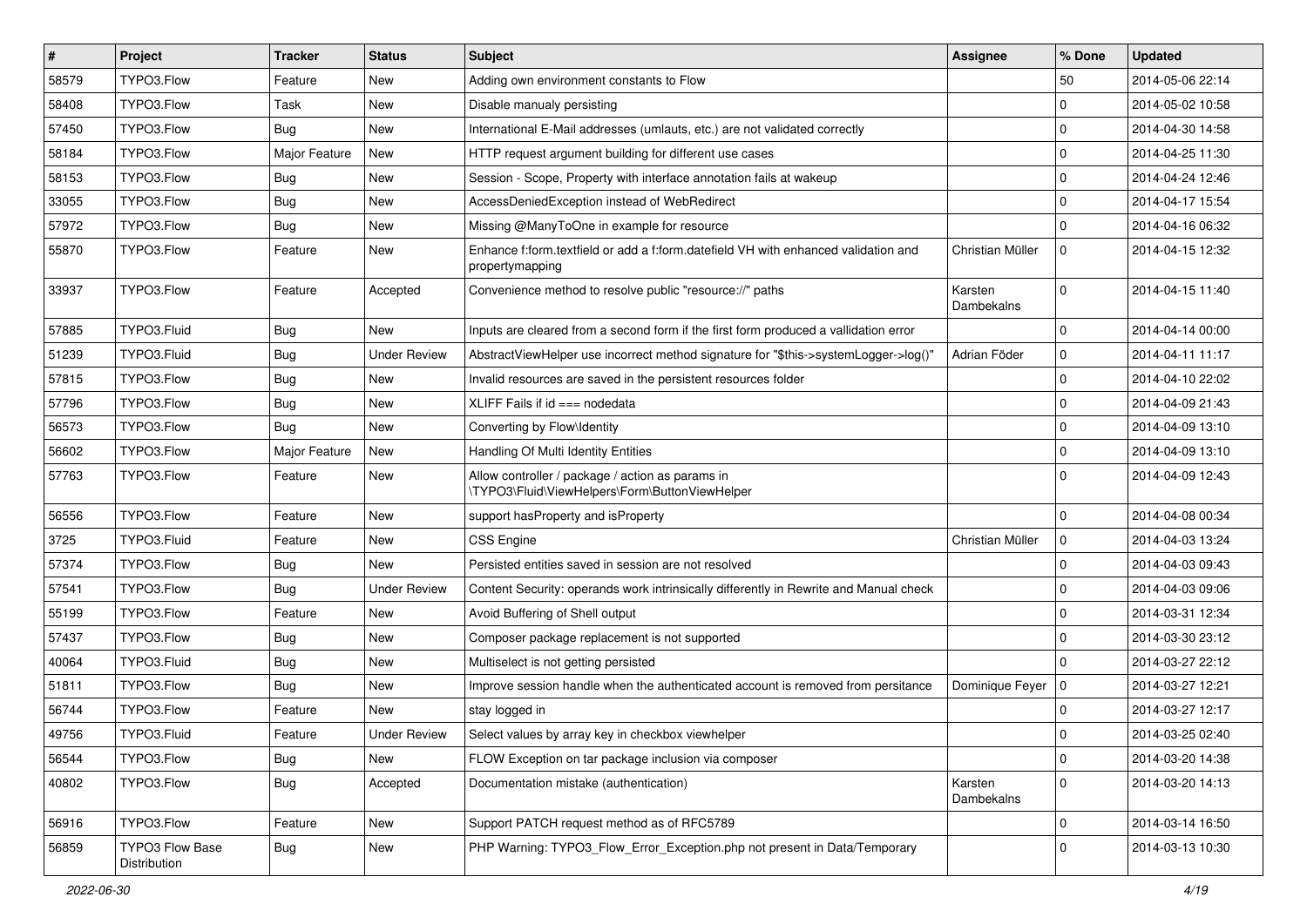| # | Project | Tracker | Status | Subject | Assignee | % Done | Updated |
|---|---|---|---|---|---|---|---|
| 58579 | TYPO3.Flow | Feature | New | Adding own environment constants to Flow | | 50 | 2014-05-06 22:14 |
| 58408 | TYPO3.Flow | Task | New | Disable manualy persisting | | 0 | 2014-05-02 10:58 |
| 57450 | TYPO3.Flow | Bug | New | International E-Mail addresses (umlauts, etc.) are not validated correctly | | 0 | 2014-04-30 14:58 |
| 58184 | TYPO3.Flow | Major Feature | New | HTTP request argument building for different use cases | | 0 | 2014-04-25 11:30 |
| 58153 | TYPO3.Flow | Bug | New | Session - Scope, Property with interface annotation fails at wakeup | | 0 | 2014-04-24 12:46 |
| 33055 | TYPO3.Flow | Bug | New | AccessDeniedException instead of WebRedirect | | 0 | 2014-04-17 15:54 |
| 57972 | TYPO3.Flow | Bug | New | Missing @ManyToOne in example for resource | | 0 | 2014-04-16 06:32 |
| 55870 | TYPO3.Flow | Feature | New | Enhance f:form.textfield or add a f:form.datefield VH with enhanced validation and propertymapping | Christian Müller | 0 | 2014-04-15 12:32 |
| 33937 | TYPO3.Flow | Feature | Accepted | Convenience method to resolve public "resource://" paths | Karsten Dambekalns | 0 | 2014-04-15 11:40 |
| 57885 | TYPO3.Fluid | Bug | New | Inputs are cleared from a second form if the first form produced a vallidation error | | 0 | 2014-04-14 00:00 |
| 51239 | TYPO3.Fluid | Bug | Under Review | AbstractViewHelper use incorrect method signature for "$this->systemLogger->log()" | Adrian Föder | 0 | 2014-04-11 11:17 |
| 57815 | TYPO3.Flow | Bug | New | Invalid resources are saved in the persistent resources folder | | 0 | 2014-04-10 22:02 |
| 57796 | TYPO3.Flow | Bug | New | XLIFF Fails if id === nodedata | | 0 | 2014-04-09 21:43 |
| 56573 | TYPO3.Flow | Bug | New | Converting by Flow\Identity | | 0 | 2014-04-09 13:10 |
| 56602 | TYPO3.Flow | Major Feature | New | Handling Of Multi Identity Entities | | 0 | 2014-04-09 13:10 |
| 57763 | TYPO3.Flow | Feature | New | Allow controller / package / action as params in \TYPO3\Fluid\ViewHelpers\Form\ButtonViewHelper | | 0 | 2014-04-09 12:43 |
| 56556 | TYPO3.Flow | Feature | New | support hasProperty and isProperty | | 0 | 2014-04-08 00:34 |
| 3725 | TYPO3.Fluid | Feature | New | CSS Engine | Christian Müller | 0 | 2014-04-03 13:24 |
| 57374 | TYPO3.Flow | Bug | New | Persisted entities saved in session are not resolved | | 0 | 2014-04-03 09:43 |
| 57541 | TYPO3.Flow | Bug | Under Review | Content Security: operands work intrinsically differently in Rewrite and Manual check | | 0 | 2014-04-03 09:06 |
| 55199 | TYPO3.Flow | Feature | New | Avoid Buffering of Shell output | | 0 | 2014-03-31 12:34 |
| 57437 | TYPO3.Flow | Bug | New | Composer package replacement is not supported | | 0 | 2014-03-30 23:12 |
| 40064 | TYPO3.Fluid | Bug | New | Multiselect is not getting persisted | | 0 | 2014-03-27 22:12 |
| 51811 | TYPO3.Flow | Bug | New | Improve session handle when the authenticated account is removed from persitance | Dominique Feyer | 0 | 2014-03-27 12:21 |
| 56744 | TYPO3.Flow | Feature | New | stay logged in | | 0 | 2014-03-27 12:17 |
| 49756 | TYPO3.Fluid | Feature | Under Review | Select values by array key in checkbox viewhelper | | 0 | 2014-03-25 02:40 |
| 56544 | TYPO3.Flow | Bug | New | FLOW Exception on tar package inclusion via composer | | 0 | 2014-03-20 14:38 |
| 40802 | TYPO3.Flow | Bug | Accepted | Documentation mistake (authentication) | Karsten Dambekalns | 0 | 2014-03-20 14:13 |
| 56916 | TYPO3.Flow | Feature | New | Support PATCH request method as of RFC5789 | | 0 | 2014-03-14 16:50 |
| 56859 | TYPO3 Flow Base Distribution | Bug | New | PHP Warning: TYPO3_Flow_Error_Exception.php not present in Data/Temporary | | 0 | 2014-03-13 10:30 |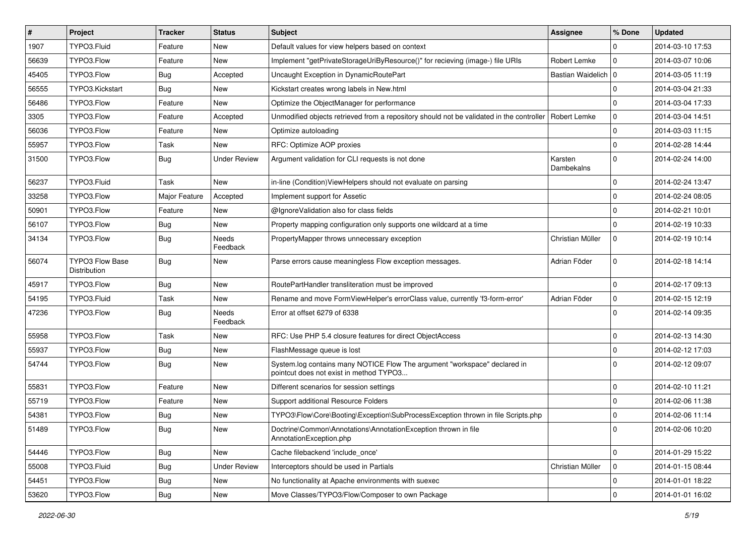| # | Project | Tracker | Status | Subject | Assignee | % Done | Updated |
|---|---|---|---|---|---|---|---|
| 1907 | TYPO3.Fluid | Feature | New | Default values for view helpers based on context | | 0 | 2014-03-10 17:53 |
| 56639 | TYPO3.Flow | Feature | New | Implement "getPrivateStorageUriByResource()" for recieving (image-) file URIs | Robert Lemke | 0 | 2014-03-07 10:06 |
| 45405 | TYPO3.Flow | Bug | Accepted | Uncaught Exception in DynamicRoutePart | Bastian Waidelich | 0 | 2014-03-05 11:19 |
| 56555 | TYPO3.Kickstart | Bug | New | Kickstart creates wrong labels in New.html | | 0 | 2014-03-04 21:33 |
| 56486 | TYPO3.Flow | Feature | New | Optimize the ObjectManager for performance | | 0 | 2014-03-04 17:33 |
| 3305 | TYPO3.Flow | Feature | Accepted | Unmodified objects retrieved from a repository should not be validated in the controller | Robert Lemke | 0 | 2014-03-04 14:51 |
| 56036 | TYPO3.Flow | Feature | New | Optimize autoloading | | 0 | 2014-03-03 11:15 |
| 55957 | TYPO3.Flow | Task | New | RFC: Optimize AOP proxies | | 0 | 2014-02-28 14:44 |
| 31500 | TYPO3.Flow | Bug | Under Review | Argument validation for CLI requests is not done | Karsten Dambekalns | 0 | 2014-02-24 14:00 |
| 56237 | TYPO3.Fluid | Task | New | in-line (Condition)ViewHelpers should not evaluate on parsing | | 0 | 2014-02-24 13:47 |
| 33258 | TYPO3.Flow | Major Feature | Accepted | Implement support for Assetic | | 0 | 2014-02-24 08:05 |
| 50901 | TYPO3.Flow | Feature | New | @IgnoreValidation also for class fields | | 0 | 2014-02-21 10:01 |
| 56107 | TYPO3.Flow | Bug | New | Property mapping configuration only supports one wildcard at a time | | 0 | 2014-02-19 10:33 |
| 34134 | TYPO3.Flow | Bug | Needs Feedback | PropertyMapper throws unnecessary exception | Christian Müller | 0 | 2014-02-19 10:14 |
| 56074 | TYPO3 Flow Base Distribution | Bug | New | Parse errors cause meaningless Flow exception messages. | Adrian Föder | 0 | 2014-02-18 14:14 |
| 45917 | TYPO3.Flow | Bug | New | RoutePartHandler transliteration must be improved | | 0 | 2014-02-17 09:13 |
| 54195 | TYPO3.Fluid | Task | New | Rename and move FormViewHelper's errorClass value, currently 'f3-form-error' | Adrian Föder | 0 | 2014-02-15 12:19 |
| 47236 | TYPO3.Flow | Bug | Needs Feedback | Error at offset 6279 of 6338 | | 0 | 2014-02-14 09:35 |
| 55958 | TYPO3.Flow | Task | New | RFC: Use PHP 5.4 closure features for direct ObjectAccess | | 0 | 2014-02-13 14:30 |
| 55937 | TYPO3.Flow | Bug | New | FlashMessage queue is lost | | 0 | 2014-02-12 17:03 |
| 54744 | TYPO3.Flow | Bug | New | System.log contains many NOTICE Flow The argument "workspace" declared in pointcut does not exist in method TYPO3... | | 0 | 2014-02-12 09:07 |
| 55831 | TYPO3.Flow | Feature | New | Different scenarios for session settings | | 0 | 2014-02-10 11:21 |
| 55719 | TYPO3.Flow | Feature | New | Support additional Resource Folders | | 0 | 2014-02-06 11:38 |
| 54381 | TYPO3.Flow | Bug | New | TYPO3\Flow\Core\Booting\Exception\SubProcessException thrown in file Scripts.php | | 0 | 2014-02-06 11:14 |
| 51489 | TYPO3.Flow | Bug | New | Doctrine\Common\Annotations\AnnotationException thrown in file AnnotationException.php | | 0 | 2014-02-06 10:20 |
| 54446 | TYPO3.Flow | Bug | New | Cache filebackend 'include_once' | | 0 | 2014-01-29 15:22 |
| 55008 | TYPO3.Fluid | Bug | Under Review | Interceptors should be used in Partials | Christian Müller | 0 | 2014-01-15 08:44 |
| 54451 | TYPO3.Flow | Bug | New | No functionality at Apache environments with suexec | | 0 | 2014-01-01 18:22 |
| 53620 | TYPO3.Flow | Bug | New | Move Classes/TYPO3/Flow/Composer to own Package | | 0 | 2014-01-01 16:02 |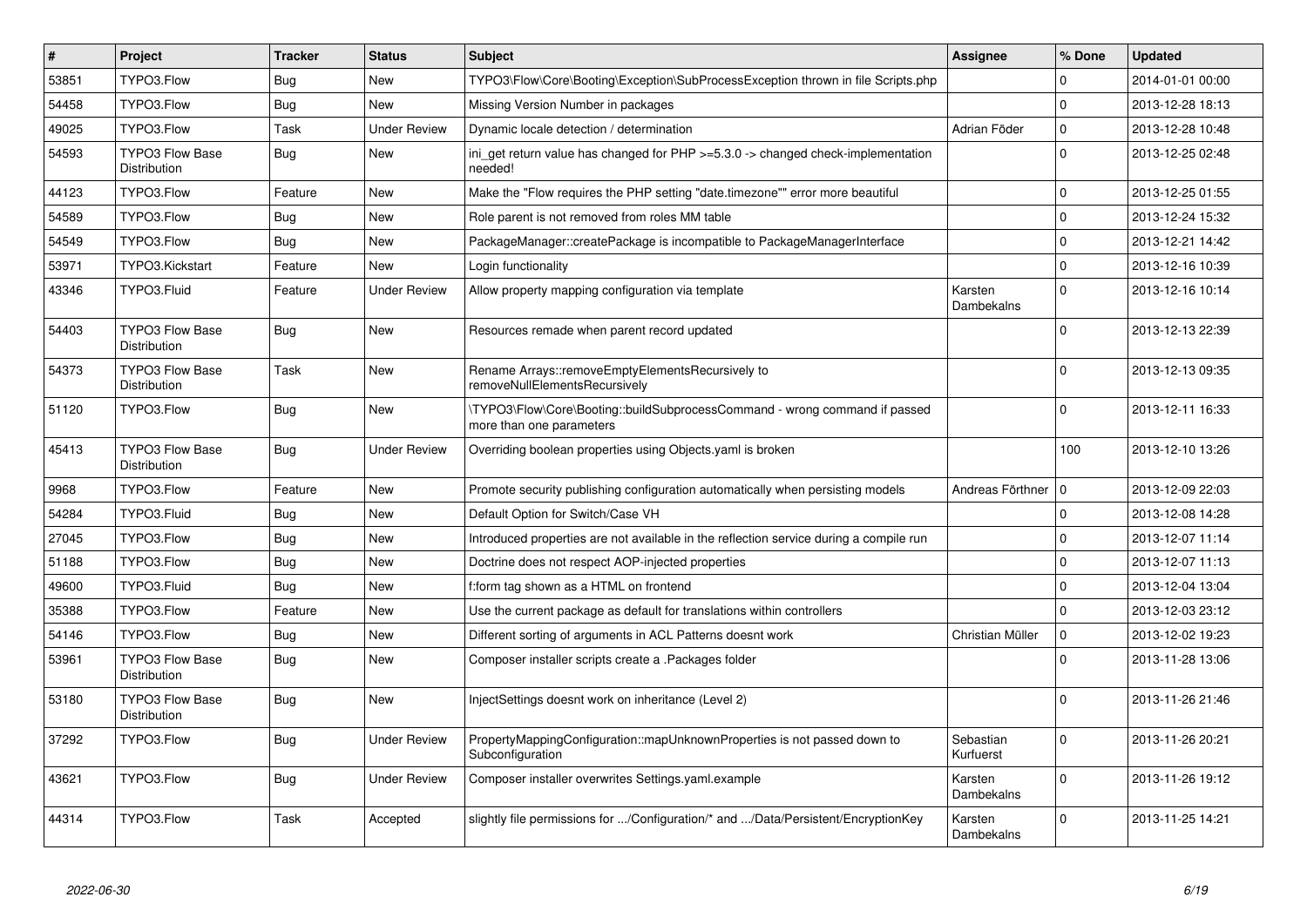| # | Project | Tracker | Status | Subject | Assignee | % Done | Updated |
|---|---|---|---|---|---|---|---|
| 53851 | TYPO3.Flow | Bug | New | TYPO3\Flow\Core\Booting\Exception\SubProcessException thrown in file Scripts.php | | 0 | 2014-01-01 00:00 |
| 54458 | TYPO3.Flow | Bug | New | Missing Version Number in packages | | 0 | 2013-12-28 18:13 |
| 49025 | TYPO3.Flow | Task | Under Review | Dynamic locale detection / determination | Adrian Föder | 0 | 2013-12-28 10:48 |
| 54593 | TYPO3 Flow Base Distribution | Bug | New | ini_get return value has changed for PHP >=5.3.0 -> changed check-implementation needed! | | 0 | 2013-12-25 02:48 |
| 44123 | TYPO3.Flow | Feature | New | Make the "Flow requires the PHP setting "date.timezone"" error more beautiful | | 0 | 2013-12-25 01:55 |
| 54589 | TYPO3.Flow | Bug | New | Role parent is not removed from roles MM table | | 0 | 2013-12-24 15:32 |
| 54549 | TYPO3.Flow | Bug | New | PackageManager::createPackage is incompatible to PackageManagerInterface | | 0 | 2013-12-21 14:42 |
| 53971 | TYPO3.Kickstart | Feature | New | Login functionality | | 0 | 2013-12-16 10:39 |
| 43346 | TYPO3.Fluid | Feature | Under Review | Allow property mapping configuration via template | Karsten Dambekalns | 0 | 2013-12-16 10:14 |
| 54403 | TYPO3 Flow Base Distribution | Bug | New | Resources remade when parent record updated | | 0 | 2013-12-13 22:39 |
| 54373 | TYPO3 Flow Base Distribution | Task | New | Rename Arrays::removeEmptyElementsRecursively to removeNullElementsRecursively | | 0 | 2013-12-13 09:35 |
| 51120 | TYPO3.Flow | Bug | New | \TYPO3\Flow\Core\Booting::buildSubprocessCommand - wrong command if passed more than one parameters | | 0 | 2013-12-11 16:33 |
| 45413 | TYPO3 Flow Base Distribution | Bug | Under Review | Overriding boolean properties using Objects.yaml is broken | | 100 | 2013-12-10 13:26 |
| 9968 | TYPO3.Flow | Feature | New | Promote security publishing configuration automatically when persisting models | Andreas Förthner | 0 | 2013-12-09 22:03 |
| 54284 | TYPO3.Fluid | Bug | New | Default Option for Switch/Case VH | | 0 | 2013-12-08 14:28 |
| 27045 | TYPO3.Flow | Bug | New | Introduced properties are not available in the reflection service during a compile run | | 0 | 2013-12-07 11:14 |
| 51188 | TYPO3.Flow | Bug | New | Doctrine does not respect AOP-injected properties | | 0 | 2013-12-07 11:13 |
| 49600 | TYPO3.Fluid | Bug | New | f:form tag shown as a HTML on frontend | | 0 | 2013-12-04 13:04 |
| 35388 | TYPO3.Flow | Feature | New | Use the current package as default for translations within controllers | | 0 | 2013-12-03 23:12 |
| 54146 | TYPO3.Flow | Bug | New | Different sorting of arguments in ACL Patterns doesnt work | Christian Müller | 0 | 2013-12-02 19:23 |
| 53961 | TYPO3 Flow Base Distribution | Bug | New | Composer installer scripts create a .Packages folder | | 0 | 2013-11-28 13:06 |
| 53180 | TYPO3 Flow Base Distribution | Bug | New | InjectSettings doesnt work on inheritance (Level 2) | | 0 | 2013-11-26 21:46 |
| 37292 | TYPO3.Flow | Bug | Under Review | PropertyMappingConfiguration::mapUnknownProperties is not passed down to Subconfiguration | Sebastian Kurfuerst | 0 | 2013-11-26 20:21 |
| 43621 | TYPO3.Flow | Bug | Under Review | Composer installer overwrites Settings.yaml.example | Karsten Dambekalns | 0 | 2013-11-26 19:12 |
| 44314 | TYPO3.Flow | Task | Accepted | slightly file permissions for .../Configuration/* and .../Data/Persistent/EncryptionKey | Karsten Dambekalns | 0 | 2013-11-25 14:21 |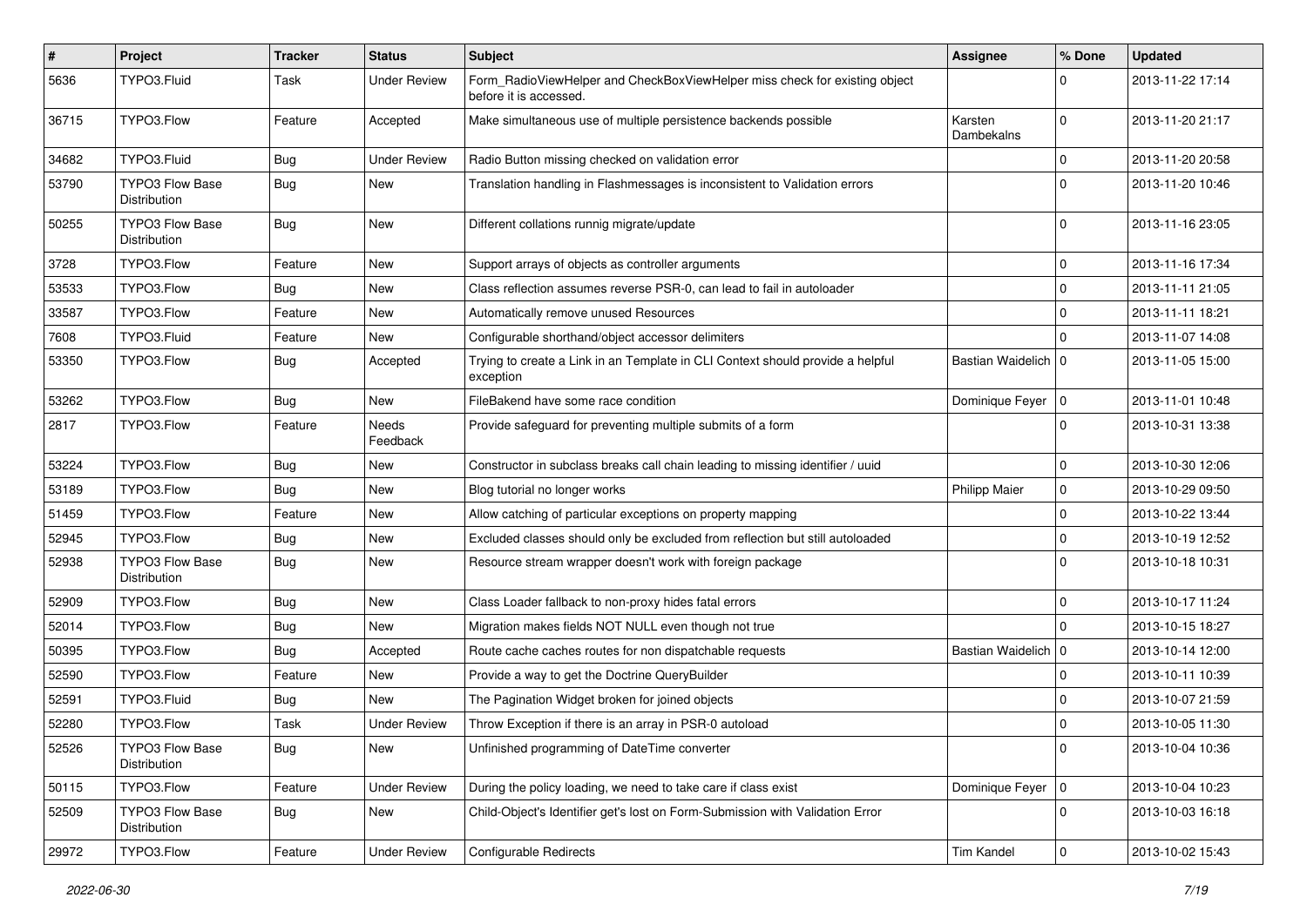| # | Project | Tracker | Status | Subject | Assignee | % Done | Updated |
|---|---|---|---|---|---|---|---|
| 5636 | TYPO3.Fluid | Task | Under Review | Form_RadioViewHelper and CheckBoxViewHelper miss check for existing object before it is accessed. | | 0 | 2013-11-22 17:14 |
| 36715 | TYPO3.Flow | Feature | Accepted | Make simultaneous use of multiple persistence backends possible | Karsten Dambekalns | 0 | 2013-11-20 21:17 |
| 34682 | TYPO3.Fluid | Bug | Under Review | Radio Button missing checked on validation error | | 0 | 2013-11-20 20:58 |
| 53790 | TYPO3 Flow Base Distribution | Bug | New | Translation handling in Flashmessages is inconsistent to Validation errors | | 0 | 2013-11-20 10:46 |
| 50255 | TYPO3 Flow Base Distribution | Bug | New | Different collations runnig migrate/update | | 0 | 2013-11-16 23:05 |
| 3728 | TYPO3.Flow | Feature | New | Support arrays of objects as controller arguments | | 0 | 2013-11-16 17:34 |
| 53533 | TYPO3.Flow | Bug | New | Class reflection assumes reverse PSR-0, can lead to fail in autoloader | | 0 | 2013-11-11 21:05 |
| 33587 | TYPO3.Flow | Feature | New | Automatically remove unused Resources | | 0 | 2013-11-11 18:21 |
| 7608 | TYPO3.Fluid | Feature | New | Configurable shorthand/object accessor delimiters | | 0 | 2013-11-07 14:08 |
| 53350 | TYPO3.Flow | Bug | Accepted | Trying to create a Link in an Template in CLI Context should provide a helpful exception | Bastian Waidelich | 0 | 2013-11-05 15:00 |
| 53262 | TYPO3.Flow | Bug | New | FileBakend have some race condition | Dominique Feyer | 0 | 2013-11-01 10:48 |
| 2817 | TYPO3.Flow | Feature | Needs Feedback | Provide safeguard for preventing multiple submits of a form | | 0 | 2013-10-31 13:38 |
| 53224 | TYPO3.Flow | Bug | New | Constructor in subclass breaks call chain leading to missing identifier / uuid | | 0 | 2013-10-30 12:06 |
| 53189 | TYPO3.Flow | Bug | New | Blog tutorial no longer works | Philipp Maier | 0 | 2013-10-29 09:50 |
| 51459 | TYPO3.Flow | Feature | New | Allow catching of particular exceptions on property mapping | | 0 | 2013-10-22 13:44 |
| 52945 | TYPO3.Flow | Bug | New | Excluded classes should only be excluded from reflection but still autoloaded | | 0 | 2013-10-19 12:52 |
| 52938 | TYPO3 Flow Base Distribution | Bug | New | Resource stream wrapper doesn't work with foreign package | | 0 | 2013-10-18 10:31 |
| 52909 | TYPO3.Flow | Bug | New | Class Loader fallback to non-proxy hides fatal errors | | 0 | 2013-10-17 11:24 |
| 52014 | TYPO3.Flow | Bug | New | Migration makes fields NOT NULL even though not true | | 0 | 2013-10-15 18:27 |
| 50395 | TYPO3.Flow | Bug | Accepted | Route cache caches routes for non dispatchable requests | Bastian Waidelich | 0 | 2013-10-14 12:00 |
| 52590 | TYPO3.Flow | Feature | New | Provide a way to get the Doctrine QueryBuilder | | 0 | 2013-10-11 10:39 |
| 52591 | TYPO3.Fluid | Bug | New | The Pagination Widget broken for joined objects | | 0 | 2013-10-07 21:59 |
| 52280 | TYPO3.Flow | Task | Under Review | Throw Exception if there is an array in PSR-0 autoload | | 0 | 2013-10-05 11:30 |
| 52526 | TYPO3 Flow Base Distribution | Bug | New | Unfinished programming of DateTime converter | | 0 | 2013-10-04 10:36 |
| 50115 | TYPO3.Flow | Feature | Under Review | During the policy loading, we need to take care if class exist | Dominique Feyer | 0 | 2013-10-04 10:23 |
| 52509 | TYPO3 Flow Base Distribution | Bug | New | Child-Object's Identifier get's lost on Form-Submission with Validation Error | | 0 | 2013-10-03 16:18 |
| 29972 | TYPO3.Flow | Feature | Under Review | Configurable Redirects | Tim Kandel | 0 | 2013-10-02 15:43 |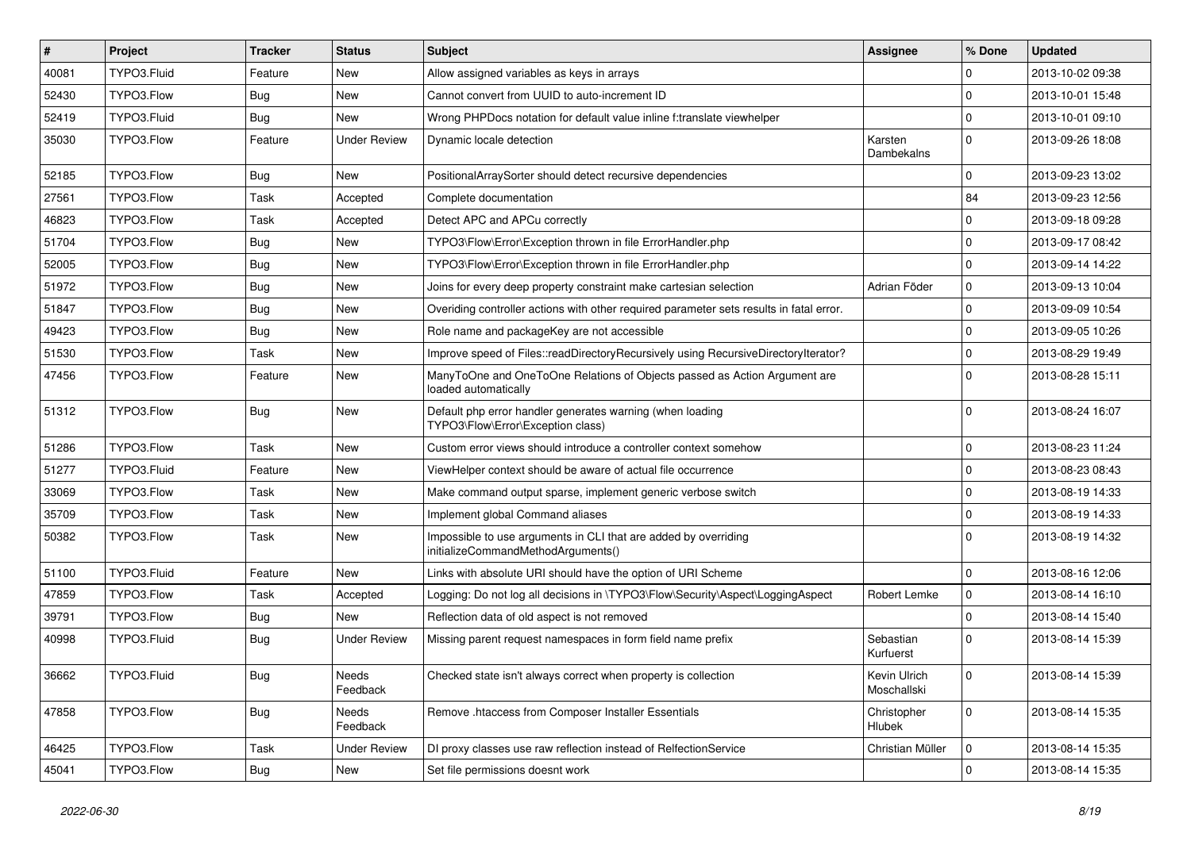| # | Project | Tracker | Status | Subject | Assignee | % Done | Updated |
|---|---|---|---|---|---|---|---|
| 40081 | TYPO3.Fluid | Feature | New | Allow assigned variables as keys in arrays | | 0 | 2013-10-02 09:38 |
| 52430 | TYPO3.Flow | Bug | New | Cannot convert from UUID to auto-increment ID | | 0 | 2013-10-01 15:48 |
| 52419 | TYPO3.Fluid | Bug | New | Wrong PHPDocs notation for default value inline f:translate viewhelper | | 0 | 2013-10-01 09:10 |
| 35030 | TYPO3.Flow | Feature | Under Review | Dynamic locale detection | Karsten Dambekalns | 0 | 2013-09-26 18:08 |
| 52185 | TYPO3.Flow | Bug | New | PositionalArraySorter should detect recursive dependencies | | 0 | 2013-09-23 13:02 |
| 27561 | TYPO3.Flow | Task | Accepted | Complete documentation | | 84 | 2013-09-23 12:56 |
| 46823 | TYPO3.Flow | Task | Accepted | Detect APC and APCu correctly | | 0 | 2013-09-18 09:28 |
| 51704 | TYPO3.Flow | Bug | New | TYPO3\Flow\Error\Exception thrown in file ErrorHandler.php | | 0 | 2013-09-17 08:42 |
| 52005 | TYPO3.Flow | Bug | New | TYPO3\Flow\Error\Exception thrown in file ErrorHandler.php | | 0 | 2013-09-14 14:22 |
| 51972 | TYPO3.Flow | Bug | New | Joins for every deep property constraint make cartesian selection | Adrian Föder | 0 | 2013-09-13 10:04 |
| 51847 | TYPO3.Flow | Bug | New | Overiding controller actions with other required parameter sets results in fatal error. | | 0 | 2013-09-09 10:54 |
| 49423 | TYPO3.Flow | Bug | New | Role name and packageKey are not accessible | | 0 | 2013-09-05 10:26 |
| 51530 | TYPO3.Flow | Task | New | Improve speed of Files::readDirectoryRecursively using RecursiveDirectoryIterator? | | 0 | 2013-08-29 19:49 |
| 47456 | TYPO3.Flow | Feature | New | ManyToOne and OneToOne Relations of Objects passed as Action Argument are loaded automatically | | 0 | 2013-08-28 15:11 |
| 51312 | TYPO3.Flow | Bug | New | Default php error handler generates warning (when loading TYPO3\Flow\Error\Exception class) | | 0 | 2013-08-24 16:07 |
| 51286 | TYPO3.Flow | Task | New | Custom error views should introduce a controller context somehow | | 0 | 2013-08-23 11:24 |
| 51277 | TYPO3.Fluid | Feature | New | ViewHelper context should be aware of actual file occurrence | | 0 | 2013-08-23 08:43 |
| 33069 | TYPO3.Flow | Task | New | Make command output sparse, implement generic verbose switch | | 0 | 2013-08-19 14:33 |
| 35709 | TYPO3.Flow | Task | New | Implement global Command aliases | | 0 | 2013-08-19 14:33 |
| 50382 | TYPO3.Flow | Task | New | Impossible to use arguments in CLI that are added by overriding initializeCommandMethodArguments() | | 0 | 2013-08-19 14:32 |
| 51100 | TYPO3.Fluid | Feature | New | Links with absolute URI should have the option of URI Scheme | | 0 | 2013-08-16 12:06 |
| 47859 | TYPO3.Flow | Task | Accepted | Logging: Do not log all decisions in \TYPO3\Flow\Security\Aspect\LoggingAspect | Robert Lemke | 0 | 2013-08-14 16:10 |
| 39791 | TYPO3.Flow | Bug | New | Reflection data of old aspect is not removed | | 0 | 2013-08-14 15:40 |
| 40998 | TYPO3.Fluid | Bug | Under Review | Missing parent request namespaces in form field name prefix | Sebastian Kurfuerst | 0 | 2013-08-14 15:39 |
| 36662 | TYPO3.Fluid | Bug | Needs Feedback | Checked state isn't always correct when property is collection | Kevin Ulrich Moschallski | 0 | 2013-08-14 15:39 |
| 47858 | TYPO3.Flow | Bug | Needs Feedback | Remove .htaccess from Composer Installer Essentials | Christopher Hlubek | 0 | 2013-08-14 15:35 |
| 46425 | TYPO3.Flow | Task | Under Review | DI proxy classes use raw reflection instead of RelfectionService | Christian Müller | 0 | 2013-08-14 15:35 |
| 45041 | TYPO3.Flow | Bug | New | Set file permissions doesnt work | | 0 | 2013-08-14 15:35 |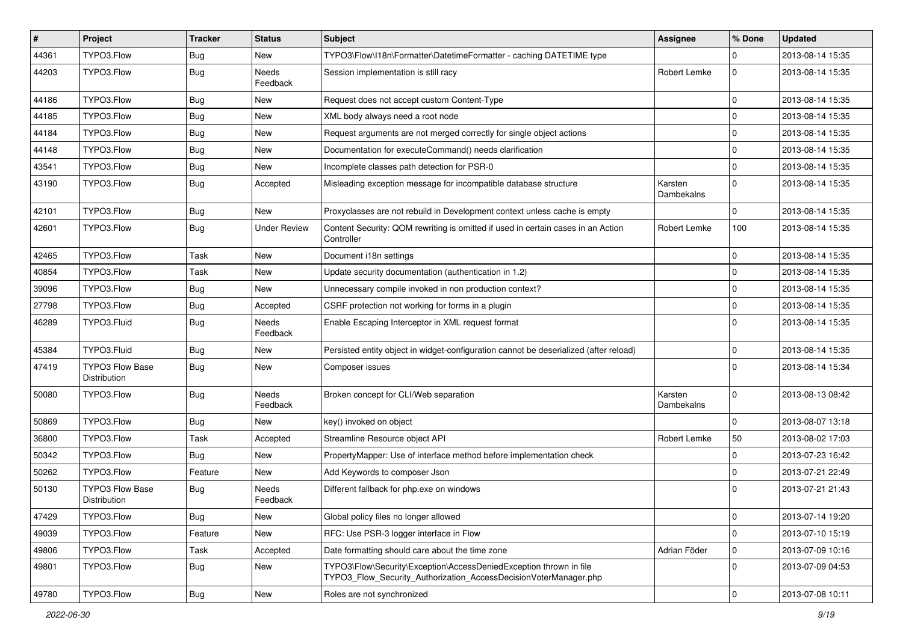| # | Project | Tracker | Status | Subject | Assignee | % Done | Updated |
|---|---|---|---|---|---|---|---|
| 44361 | TYPO3.Flow | Bug | New | TYPO3\Flow\I18n\Formatter\DatetimeFormatter - caching DATETIME type | | 0 | 2013-08-14 15:35 |
| 44203 | TYPO3.Flow | Bug | Needs Feedback | Session implementation is still racy | Robert Lemke | 0 | 2013-08-14 15:35 |
| 44186 | TYPO3.Flow | Bug | New | Request does not accept custom Content-Type | | 0 | 2013-08-14 15:35 |
| 44185 | TYPO3.Flow | Bug | New | XML body always need a root node | | 0 | 2013-08-14 15:35 |
| 44184 | TYPO3.Flow | Bug | New | Request arguments are not merged correctly for single object actions | | 0 | 2013-08-14 15:35 |
| 44148 | TYPO3.Flow | Bug | New | Documentation for executeCommand() needs clarification | | 0 | 2013-08-14 15:35 |
| 43541 | TYPO3.Flow | Bug | New | Incomplete classes path detection for PSR-0 | | 0 | 2013-08-14 15:35 |
| 43190 | TYPO3.Flow | Bug | Accepted | Misleading exception message for incompatible database structure | Karsten Dambekalns | 0 | 2013-08-14 15:35 |
| 42101 | TYPO3.Flow | Bug | New | Proxyclasses are not rebuild in Development context unless cache is empty | | 0 | 2013-08-14 15:35 |
| 42601 | TYPO3.Flow | Bug | Under Review | Content Security: QOM rewriting is omitted if used in certain cases in an Action Controller | Robert Lemke | 100 | 2013-08-14 15:35 |
| 42465 | TYPO3.Flow | Task | New | Document i18n settings | | 0 | 2013-08-14 15:35 |
| 40854 | TYPO3.Flow | Task | New | Update security documentation (authentication in 1.2) | | 0 | 2013-08-14 15:35 |
| 39096 | TYPO3.Flow | Bug | New | Unnecessary compile invoked in non production context? | | 0 | 2013-08-14 15:35 |
| 27798 | TYPO3.Flow | Bug | Accepted | CSRF protection not working for forms in a plugin | | 0 | 2013-08-14 15:35 |
| 46289 | TYPO3.Fluid | Bug | Needs Feedback | Enable Escaping Interceptor in XML request format | | 0 | 2013-08-14 15:35 |
| 45384 | TYPO3.Fluid | Bug | New | Persisted entity object in widget-configuration cannot be deserialized (after reload) | | 0 | 2013-08-14 15:35 |
| 47419 | TYPO3 Flow Base Distribution | Bug | New | Composer issues | | 0 | 2013-08-14 15:34 |
| 50080 | TYPO3.Flow | Bug | Needs Feedback | Broken concept for CLI/Web separation | Karsten Dambekalns | 0 | 2013-08-13 08:42 |
| 50869 | TYPO3.Flow | Bug | New | key() invoked on object | | 0 | 2013-08-07 13:18 |
| 36800 | TYPO3.Flow | Task | Accepted | Streamline Resource object API | Robert Lemke | 50 | 2013-08-02 17:03 |
| 50342 | TYPO3.Flow | Bug | New | PropertyMapper: Use of interface method before implementation check | | 0 | 2013-07-23 16:42 |
| 50262 | TYPO3.Flow | Feature | New | Add Keywords to composer Json | | 0 | 2013-07-21 22:49 |
| 50130 | TYPO3 Flow Base Distribution | Bug | Needs Feedback | Different fallback for php.exe on windows | | 0 | 2013-07-21 21:43 |
| 47429 | TYPO3.Flow | Bug | New | Global policy files no longer allowed | | 0 | 2013-07-14 19:20 |
| 49039 | TYPO3.Flow | Feature | New | RFC: Use PSR-3 logger interface in Flow | | 0 | 2013-07-10 15:19 |
| 49806 | TYPO3.Flow | Task | Accepted | Date formatting should care about the time zone | Adrian Föder | 0 | 2013-07-09 10:16 |
| 49801 | TYPO3.Flow | Bug | New | TYPO3\Flow\Security\Exception\AccessDeniedException thrown in file TYPO3_Flow_Security_Authorization_AccessDecisionVoterManager.php | | 0 | 2013-07-09 04:53 |
| 49780 | TYPO3.Flow | Bug | New | Roles are not synchronized | | 0 | 2013-07-08 10:11 |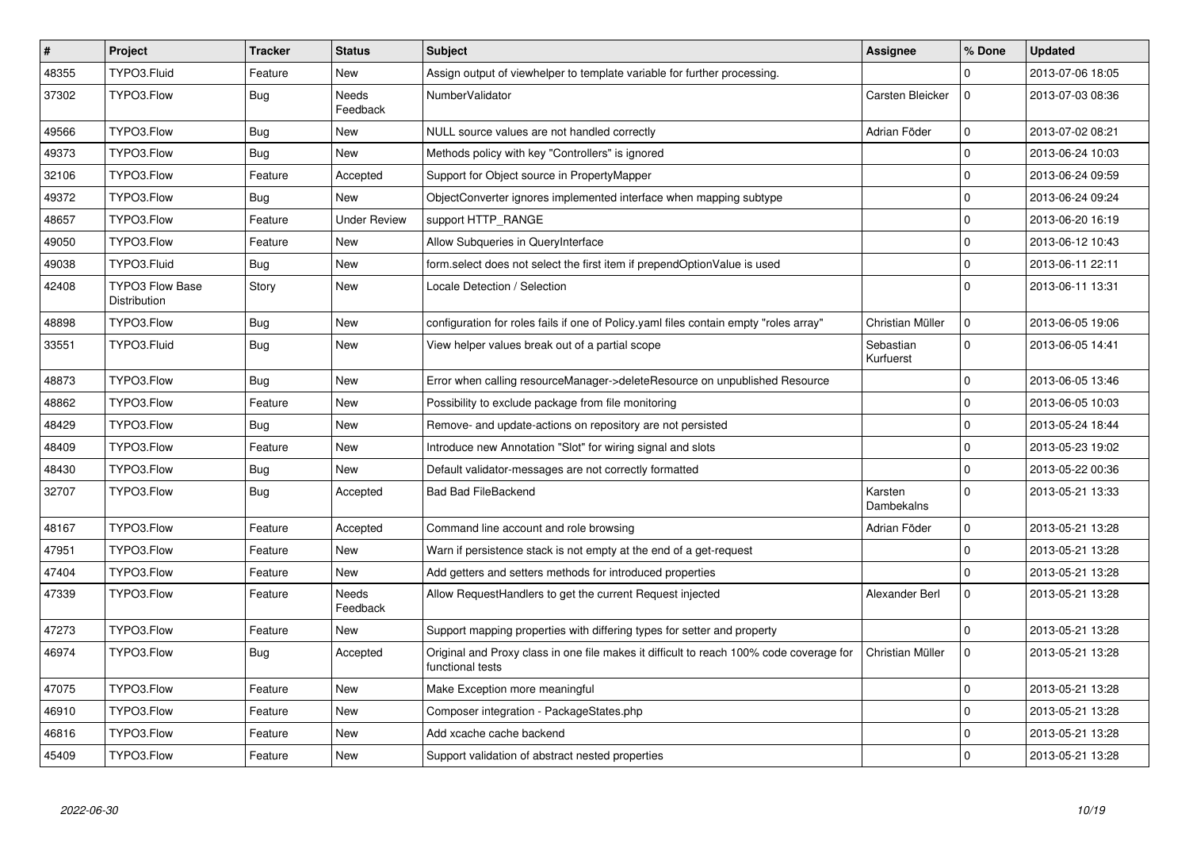| # | Project | Tracker | Status | Subject | Assignee | % Done | Updated |
|---|---|---|---|---|---|---|---|
| 48355 | TYPO3.Fluid | Feature | New | Assign output of viewhelper to template variable for further processing. | | 0 | 2013-07-06 18:05 |
| 37302 | TYPO3.Flow | Bug | Needs Feedback | NumberValidator | Carsten Bleicker | 0 | 2013-07-03 08:36 |
| 49566 | TYPO3.Flow | Bug | New | NULL source values are not handled correctly | Adrian Föder | 0 | 2013-07-02 08:21 |
| 49373 | TYPO3.Flow | Bug | New | Methods policy with key "Controllers" is ignored | | 0 | 2013-06-24 10:03 |
| 32106 | TYPO3.Flow | Feature | Accepted | Support for Object source in PropertyMapper | | 0 | 2013-06-24 09:59 |
| 49372 | TYPO3.Flow | Bug | New | ObjectConverter ignores implemented interface when mapping subtype | | 0 | 2013-06-24 09:24 |
| 48657 | TYPO3.Flow | Feature | Under Review | support HTTP_RANGE | | 0 | 2013-06-20 16:19 |
| 49050 | TYPO3.Flow | Feature | New | Allow Subqueries in QueryInterface | | 0 | 2013-06-12 10:43 |
| 49038 | TYPO3.Fluid | Bug | New | form.select does not select the first item if prependOptionValue is used | | 0 | 2013-06-11 22:11 |
| 42408 | TYPO3 Flow Base Distribution | Story | New | Locale Detection / Selection | | 0 | 2013-06-11 13:31 |
| 48898 | TYPO3.Flow | Bug | New | configuration for roles fails if one of Policy.yaml files contain empty "roles array" | Christian Müller | 0 | 2013-06-05 19:06 |
| 33551 | TYPO3.Fluid | Bug | New | View helper values break out of a partial scope | Sebastian Kurfuerst | 0 | 2013-06-05 14:41 |
| 48873 | TYPO3.Flow | Bug | New | Error when calling resourceManager->deleteResource on unpublished Resource | | 0 | 2013-06-05 13:46 |
| 48862 | TYPO3.Flow | Feature | New | Possibility to exclude package from file monitoring | | 0 | 2013-06-05 10:03 |
| 48429 | TYPO3.Flow | Bug | New | Remove- and update-actions on repository are not persisted | | 0 | 2013-05-24 18:44 |
| 48409 | TYPO3.Flow | Feature | New | Introduce new Annotation "Slot" for wiring signal and slots | | 0 | 2013-05-23 19:02 |
| 48430 | TYPO3.Flow | Bug | New | Default validator-messages are not correctly formatted | | 0 | 2013-05-22 00:36 |
| 32707 | TYPO3.Flow | Bug | Accepted | Bad Bad FileBackend | Karsten Dambekalns | 0 | 2013-05-21 13:33 |
| 48167 | TYPO3.Flow | Feature | Accepted | Command line account and role browsing | Adrian Föder | 0 | 2013-05-21 13:28 |
| 47951 | TYPO3.Flow | Feature | New | Warn if persistence stack is not empty at the end of a get-request | | 0 | 2013-05-21 13:28 |
| 47404 | TYPO3.Flow | Feature | New | Add getters and setters methods for introduced properties | | 0 | 2013-05-21 13:28 |
| 47339 | TYPO3.Flow | Feature | Needs Feedback | Allow RequestHandlers to get the current Request injected | Alexander Berl | 0 | 2013-05-21 13:28 |
| 47273 | TYPO3.Flow | Feature | New | Support mapping properties with differing types for setter and property | | 0 | 2013-05-21 13:28 |
| 46974 | TYPO3.Flow | Bug | Accepted | Original and Proxy class in one file makes it difficult to reach 100% code coverage for functional tests | Christian Müller | 0 | 2013-05-21 13:28 |
| 47075 | TYPO3.Flow | Feature | New | Make Exception more meaningful | | 0 | 2013-05-21 13:28 |
| 46910 | TYPO3.Flow | Feature | New | Composer integration - PackageStates.php | | 0 | 2013-05-21 13:28 |
| 46816 | TYPO3.Flow | Feature | New | Add xcache cache backend | | 0 | 2013-05-21 13:28 |
| 45409 | TYPO3.Flow | Feature | New | Support validation of abstract nested properties | | 0 | 2013-05-21 13:28 |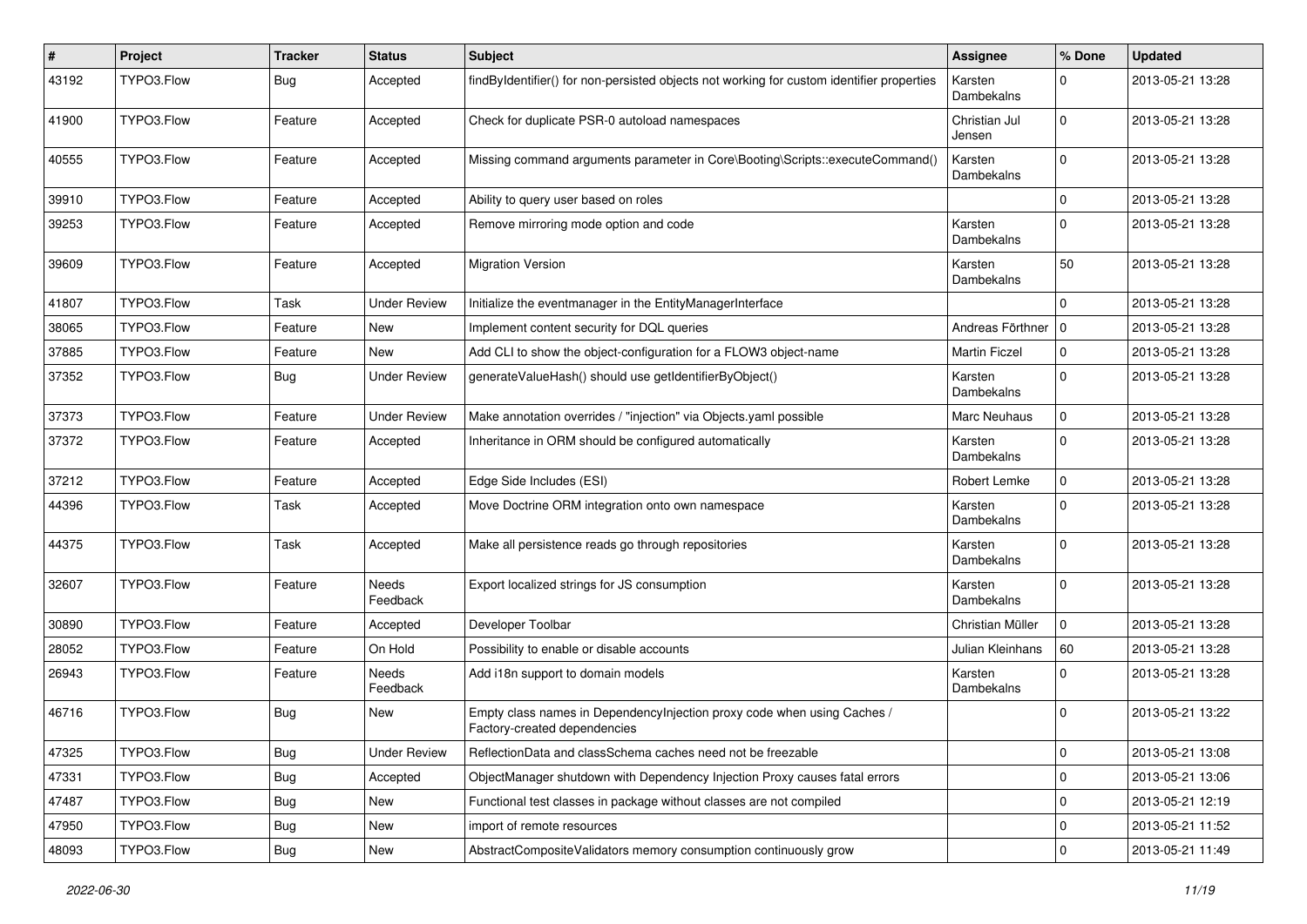| # | Project | Tracker | Status | Subject | Assignee | % Done | Updated |
|---|---|---|---|---|---|---|---|
| 43192 | TYPO3.Flow | Bug | Accepted | findByIdentifier() for non-persisted objects not working for custom identifier properties | Karsten Dambekalns | 0 | 2013-05-21 13:28 |
| 41900 | TYPO3.Flow | Feature | Accepted | Check for duplicate PSR-0 autoload namespaces | Christian Jul Jensen | 0 | 2013-05-21 13:28 |
| 40555 | TYPO3.Flow | Feature | Accepted | Missing command arguments parameter in Core\Booting\Scripts::executeCommand() | Karsten Dambekalns | 0 | 2013-05-21 13:28 |
| 39910 | TYPO3.Flow | Feature | Accepted | Ability to query user based on roles | | 0 | 2013-05-21 13:28 |
| 39253 | TYPO3.Flow | Feature | Accepted | Remove mirroring mode option and code | Karsten Dambekalns | 0 | 2013-05-21 13:28 |
| 39609 | TYPO3.Flow | Feature | Accepted | Migration Version | Karsten Dambekalns | 50 | 2013-05-21 13:28 |
| 41807 | TYPO3.Flow | Task | Under Review | Initialize the eventmanager in the EntityManagerInterface | | 0 | 2013-05-21 13:28 |
| 38065 | TYPO3.Flow | Feature | New | Implement content security for DQL queries | Andreas Förthner | 0 | 2013-05-21 13:28 |
| 37885 | TYPO3.Flow | Feature | New | Add CLI to show the object-configuration for a FLOW3 object-name | Martin Ficzel | 0 | 2013-05-21 13:28 |
| 37352 | TYPO3.Flow | Bug | Under Review | generateValueHash() should use getIdentifierByObject() | Karsten Dambekalns | 0 | 2013-05-21 13:28 |
| 37373 | TYPO3.Flow | Feature | Under Review | Make annotation overrides / "injection" via Objects.yaml possible | Marc Neuhaus | 0 | 2013-05-21 13:28 |
| 37372 | TYPO3.Flow | Feature | Accepted | Inheritance in ORM should be configured automatically | Karsten Dambekalns | 0 | 2013-05-21 13:28 |
| 37212 | TYPO3.Flow | Feature | Accepted | Edge Side Includes (ESI) | Robert Lemke | 0 | 2013-05-21 13:28 |
| 44396 | TYPO3.Flow | Task | Accepted | Move Doctrine ORM integration onto own namespace | Karsten Dambekalns | 0 | 2013-05-21 13:28 |
| 44375 | TYPO3.Flow | Task | Accepted | Make all persistence reads go through repositories | Karsten Dambekalns | 0 | 2013-05-21 13:28 |
| 32607 | TYPO3.Flow | Feature | Needs Feedback | Export localized strings for JS consumption | Karsten Dambekalns | 0 | 2013-05-21 13:28 |
| 30890 | TYPO3.Flow | Feature | Accepted | Developer Toolbar | Christian Müller | 0 | 2013-05-21 13:28 |
| 28052 | TYPO3.Flow | Feature | On Hold | Possibility to enable or disable accounts | Julian Kleinhans | 60 | 2013-05-21 13:28 |
| 26943 | TYPO3.Flow | Feature | Needs Feedback | Add i18n support to domain models | Karsten Dambekalns | 0 | 2013-05-21 13:28 |
| 46716 | TYPO3.Flow | Bug | New | Empty class names in DependencyInjection proxy code when using Caches / Factory-created dependencies | | 0 | 2013-05-21 13:22 |
| 47325 | TYPO3.Flow | Bug | Under Review | ReflectionData and classSchema caches need not be freezable | | 0 | 2013-05-21 13:08 |
| 47331 | TYPO3.Flow | Bug | Accepted | ObjectManager shutdown with Dependency Injection Proxy causes fatal errors | | 0 | 2013-05-21 13:06 |
| 47487 | TYPO3.Flow | Bug | New | Functional test classes in package without classes are not compiled | | 0 | 2013-05-21 12:19 |
| 47950 | TYPO3.Flow | Bug | New | import of remote resources | | 0 | 2013-05-21 11:52 |
| 48093 | TYPO3.Flow | Bug | New | AbstractCompositeValidators memory consumption continuously grow | | 0 | 2013-05-21 11:49 |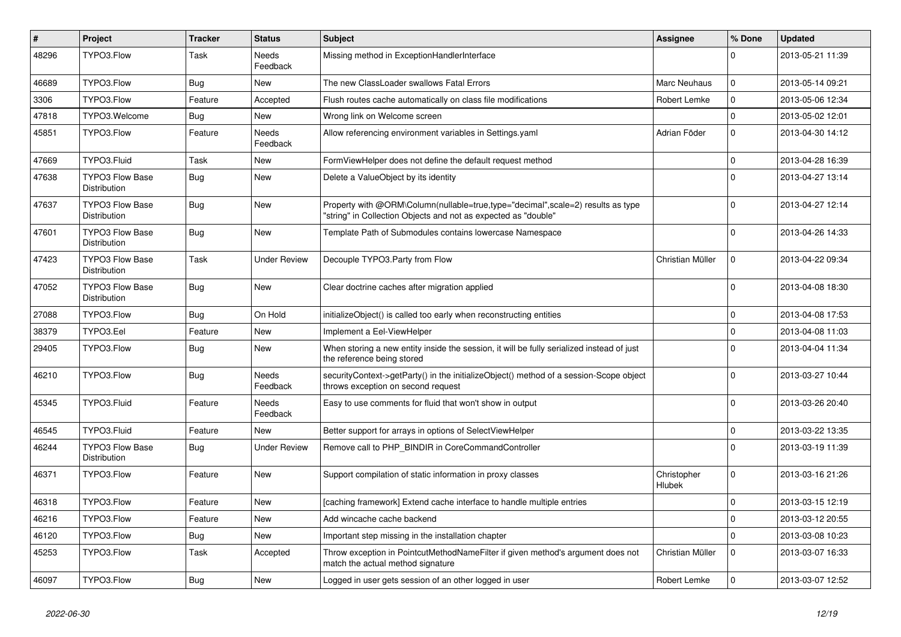| # | Project | Tracker | Status | Subject | Assignee | % Done | Updated |
|---|---|---|---|---|---|---|---|
| 48296 | TYPO3.Flow | Task | Needs Feedback | Missing method in ExceptionHandlerInterface | | 0 | 2013-05-21 11:39 |
| 46689 | TYPO3.Flow | Bug | New | The new ClassLoader swallows Fatal Errors | Marc Neuhaus | 0 | 2013-05-14 09:21 |
| 3306 | TYPO3.Flow | Feature | Accepted | Flush routes cache automatically on class file modifications | Robert Lemke | 0 | 2013-05-06 12:34 |
| 47818 | TYPO3.Welcome | Bug | New | Wrong link on Welcome screen | | 0 | 2013-05-02 12:01 |
| 45851 | TYPO3.Flow | Feature | Needs Feedback | Allow referencing environment variables in Settings.yaml | Adrian Föder | 0 | 2013-04-30 14:12 |
| 47669 | TYPO3.Fluid | Task | New | FormViewHelper does not define the default request method | | 0 | 2013-04-28 16:39 |
| 47638 | TYPO3 Flow Base Distribution | Bug | New | Delete a ValueObject by its identity | | 0 | 2013-04-27 13:14 |
| 47637 | TYPO3 Flow Base Distribution | Bug | New | Property with @ORM\Column(nullable=true,type="decimal",scale=2) results as type "string" in Collection Objects and not as expected as "double" | | 0 | 2013-04-27 12:14 |
| 47601 | TYPO3 Flow Base Distribution | Bug | New | Template Path of Submodules contains lowercase Namespace | | 0 | 2013-04-26 14:33 |
| 47423 | TYPO3 Flow Base Distribution | Task | Under Review | Decouple TYPO3.Party from Flow | Christian Müller | 0 | 2013-04-22 09:34 |
| 47052 | TYPO3 Flow Base Distribution | Bug | New | Clear doctrine caches after migration applied | | 0 | 2013-04-08 18:30 |
| 27088 | TYPO3.Flow | Bug | On Hold | initializeObject() is called too early when reconstructing entities | | 0 | 2013-04-08 17:53 |
| 38379 | TYPO3.Eel | Feature | New | Implement a Eel-ViewHelper | | 0 | 2013-04-08 11:03 |
| 29405 | TYPO3.Flow | Bug | New | When storing a new entity inside the session, it will be fully serialized instead of just the reference being stored | | 0 | 2013-04-04 11:34 |
| 46210 | TYPO3.Flow | Bug | Needs Feedback | securityContext->getParty() in the initializeObject() method of a session-Scope object throws exception on second request | | 0 | 2013-03-27 10:44 |
| 45345 | TYPO3.Fluid | Feature | Needs Feedback | Easy to use comments for fluid that won't show in output | | 0 | 2013-03-26 20:40 |
| 46545 | TYPO3.Fluid | Feature | New | Better support for arrays in options of SelectViewHelper | | 0 | 2013-03-22 13:35 |
| 46244 | TYPO3 Flow Base Distribution | Bug | Under Review | Remove call to PHP_BINDIR in CoreCommandController | | 0 | 2013-03-19 11:39 |
| 46371 | TYPO3.Flow | Feature | New | Support compilation of static information in proxy classes | Christopher Hlubek | 0 | 2013-03-16 21:26 |
| 46318 | TYPO3.Flow | Feature | New | [caching framework] Extend cache interface to handle multiple entries | | 0 | 2013-03-15 12:19 |
| 46216 | TYPO3.Flow | Feature | New | Add wincache cache backend | | 0 | 2013-03-12 20:55 |
| 46120 | TYPO3.Flow | Bug | New | Important step missing in the installation chapter | | 0 | 2013-03-08 10:23 |
| 45253 | TYPO3.Flow | Task | Accepted | Throw exception in PointcutMethodNameFilter if given method's argument does not match the actual method signature | Christian Müller | 0 | 2013-03-07 16:33 |
| 46097 | TYPO3.Flow | Bug | New | Logged in user gets session of an other logged in user | Robert Lemke | 0 | 2013-03-07 12:52 |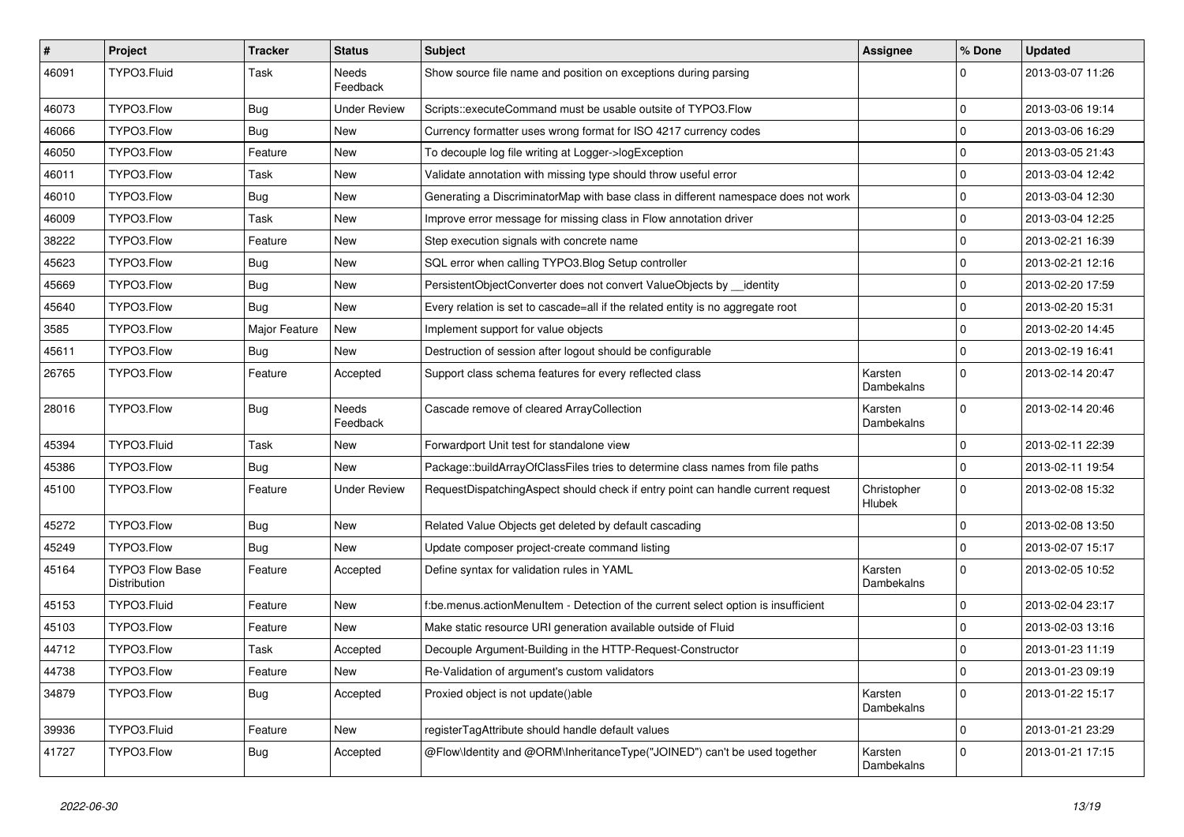| # | Project | Tracker | Status | Subject | Assignee | % Done | Updated |
|---|---|---|---|---|---|---|---|
| 46091 | TYPO3.Fluid | Task | Needs Feedback | Show source file name and position on exceptions during parsing | | 0 | 2013-03-07 11:26 |
| 46073 | TYPO3.Flow | Bug | Under Review | Scripts::executeCommand must be usable outsite of TYPO3.Flow | | 0 | 2013-03-06 19:14 |
| 46066 | TYPO3.Flow | Bug | New | Currency formatter uses wrong format for ISO 4217 currency codes | | 0 | 2013-03-06 16:29 |
| 46050 | TYPO3.Flow | Feature | New | To decouple log file writing at Logger->logException | | 0 | 2013-03-05 21:43 |
| 46011 | TYPO3.Flow | Task | New | Validate annotation with missing type should throw useful error | | 0 | 2013-03-04 12:42 |
| 46010 | TYPO3.Flow | Bug | New | Generating a DiscriminatorMap with base class in different namespace does not work | | 0 | 2013-03-04 12:30 |
| 46009 | TYPO3.Flow | Task | New | Improve error message for missing class in Flow annotation driver | | 0 | 2013-03-04 12:25 |
| 38222 | TYPO3.Flow | Feature | New | Step execution signals with concrete name | | 0 | 2013-02-21 16:39 |
| 45623 | TYPO3.Flow | Bug | New | SQL error when calling TYPO3.Blog Setup controller | | 0 | 2013-02-21 12:16 |
| 45669 | TYPO3.Flow | Bug | New | PersistentObjectConverter does not convert ValueObjects by __identity | | 0 | 2013-02-20 17:59 |
| 45640 | TYPO3.Flow | Bug | New | Every relation is set to cascade=all if the related entity is no aggregate root | | 0 | 2013-02-20 15:31 |
| 3585 | TYPO3.Flow | Major Feature | New | Implement support for value objects | | 0 | 2013-02-20 14:45 |
| 45611 | TYPO3.Flow | Bug | New | Destruction of session after logout should be configurable | | 0 | 2013-02-19 16:41 |
| 26765 | TYPO3.Flow | Feature | Accepted | Support class schema features for every reflected class | Karsten Dambekalns | 0 | 2013-02-14 20:47 |
| 28016 | TYPO3.Flow | Bug | Needs Feedback | Cascade remove of cleared ArrayCollection | Karsten Dambekalns | 0 | 2013-02-14 20:46 |
| 45394 | TYPO3.Fluid | Task | New | Forwardport Unit test for standalone view | | 0 | 2013-02-11 22:39 |
| 45386 | TYPO3.Flow | Bug | New | Package::buildArrayOfClassFiles tries to determine class names from file paths | | 0 | 2013-02-11 19:54 |
| 45100 | TYPO3.Flow | Feature | Under Review | RequestDispatchingAspect should check if entry point can handle current request | Christopher Hlubek | 0 | 2013-02-08 15:32 |
| 45272 | TYPO3.Flow | Bug | New | Related Value Objects get deleted by default cascading | | 0 | 2013-02-08 13:50 |
| 45249 | TYPO3.Flow | Bug | New | Update composer project-create command listing | | 0 | 2013-02-07 15:17 |
| 45164 | TYPO3 Flow Base Distribution | Feature | Accepted | Define syntax for validation rules in YAML | Karsten Dambekalns | 0 | 2013-02-05 10:52 |
| 45153 | TYPO3.Fluid | Feature | New | f:be.menus.actionMenuItem - Detection of the current select option is insufficient | | 0 | 2013-02-04 23:17 |
| 45103 | TYPO3.Flow | Feature | New | Make static resource URI generation available outside of Fluid | | 0 | 2013-02-03 13:16 |
| 44712 | TYPO3.Flow | Task | Accepted | Decouple Argument-Building in the HTTP-Request-Constructor | | 0 | 2013-01-23 11:19 |
| 44738 | TYPO3.Flow | Feature | New | Re-Validation of argument's custom validators | | 0 | 2013-01-23 09:19 |
| 34879 | TYPO3.Flow | Bug | Accepted | Proxied object is not update()able | Karsten Dambekalns | 0 | 2013-01-22 15:17 |
| 39936 | TYPO3.Fluid | Feature | New | registerTagAttribute should handle default values | | 0 | 2013-01-21 23:29 |
| 41727 | TYPO3.Flow | Bug | Accepted | @Flow\Identity and @ORM\InheritanceType("JOINED") can't be used together | Karsten Dambekalns | 0 | 2013-01-21 17:15 |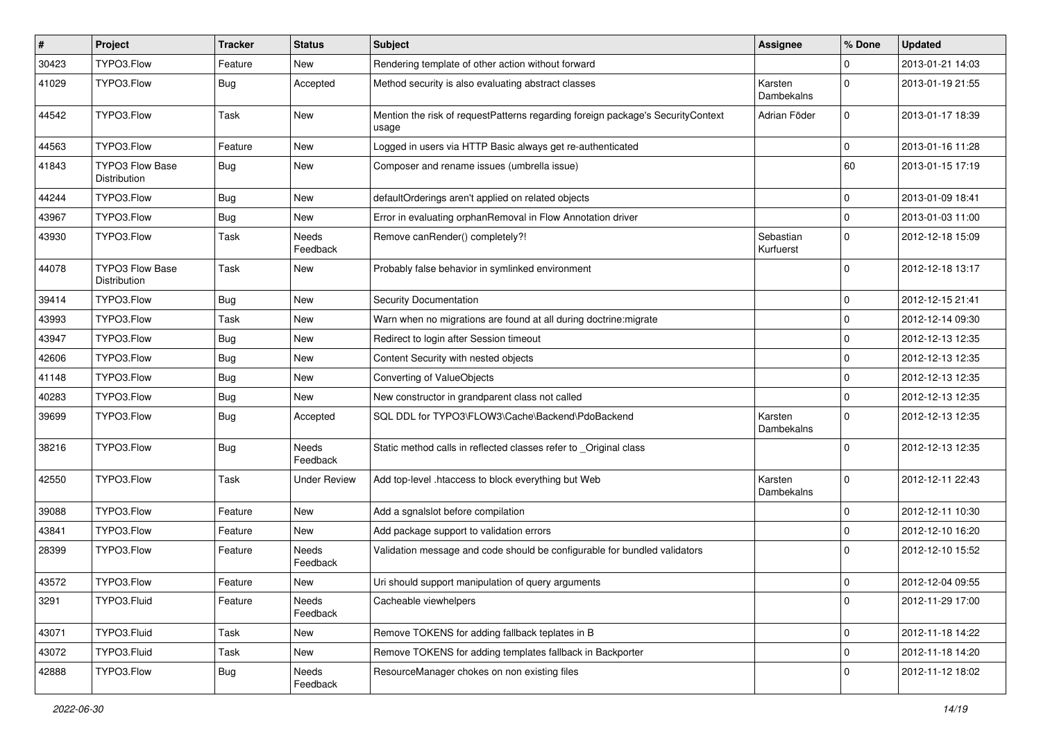| # | Project | Tracker | Status | Subject | Assignee | % Done | Updated |
|---|---|---|---|---|---|---|---|
| 30423 | TYPO3.Flow | Feature | New | Rendering template of other action without forward | | 0 | 2013-01-21 14:03 |
| 41029 | TYPO3.Flow | Bug | Accepted | Method security is also evaluating abstract classes | Karsten Dambekalns | 0 | 2013-01-19 21:55 |
| 44542 | TYPO3.Flow | Task | New | Mention the risk of requestPatterns regarding foreign package's SecurityContext usage | Adrian Föder | 0 | 2013-01-17 18:39 |
| 44563 | TYPO3.Flow | Feature | New | Logged in users via HTTP Basic always get re-authenticated | | 0 | 2013-01-16 11:28 |
| 41843 | TYPO3 Flow Base Distribution | Bug | New | Composer and rename issues (umbrella issue) | | 60 | 2013-01-15 17:19 |
| 44244 | TYPO3.Flow | Bug | New | defaultOrderings aren't applied on related objects | | 0 | 2013-01-09 18:41 |
| 43967 | TYPO3.Flow | Bug | New | Error in evaluating orphanRemoval in Flow Annotation driver | | 0 | 2013-01-03 11:00 |
| 43930 | TYPO3.Flow | Task | Needs Feedback | Remove canRender() completely?! | Sebastian Kurfuerst | 0 | 2012-12-18 15:09 |
| 44078 | TYPO3 Flow Base Distribution | Task | New | Probably false behavior in symlinked environment | | 0 | 2012-12-18 13:17 |
| 39414 | TYPO3.Flow | Bug | New | Security Documentation | | 0 | 2012-12-15 21:41 |
| 43993 | TYPO3.Flow | Task | New | Warn when no migrations are found at all during doctrine:migrate | | 0 | 2012-12-14 09:30 |
| 43947 | TYPO3.Flow | Bug | New | Redirect to login after Session timeout | | 0 | 2012-12-13 12:35 |
| 42606 | TYPO3.Flow | Bug | New | Content Security with nested objects | | 0 | 2012-12-13 12:35 |
| 41148 | TYPO3.Flow | Bug | New | Converting of ValueObjects | | 0 | 2012-12-13 12:35 |
| 40283 | TYPO3.Flow | Bug | New | New constructor in grandparent class not called | | 0 | 2012-12-13 12:35 |
| 39699 | TYPO3.Flow | Bug | Accepted | SQL DDL for TYPO3\FLOW3\Cache\Backend\PdoBackend | Karsten Dambekalns | 0 | 2012-12-13 12:35 |
| 38216 | TYPO3.Flow | Bug | Needs Feedback | Static method calls in reflected classes refer to _Original class | | 0 | 2012-12-13 12:35 |
| 42550 | TYPO3.Flow | Task | Under Review | Add top-level .htaccess to block everything but Web | Karsten Dambekalns | 0 | 2012-12-11 22:43 |
| 39088 | TYPO3.Flow | Feature | New | Add a sgnalslot before compilation | | 0 | 2012-12-11 10:30 |
| 43841 | TYPO3.Flow | Feature | New | Add package support to validation errors | | 0 | 2012-12-10 16:20 |
| 28399 | TYPO3.Flow | Feature | Needs Feedback | Validation message and code should be configurable for bundled validators | | 0 | 2012-12-10 15:52 |
| 43572 | TYPO3.Flow | Feature | New | Uri should support manipulation of query arguments | | 0 | 2012-12-04 09:55 |
| 3291 | TYPO3.Fluid | Feature | Needs Feedback | Cacheable viewhelpers | | 0 | 2012-11-29 17:00 |
| 43071 | TYPO3.Fluid | Task | New | Remove TOKENS for adding fallback teplates in B | | 0 | 2012-11-18 14:22 |
| 43072 | TYPO3.Fluid | Task | New | Remove TOKENS for adding templates fallback in Backporter | | 0 | 2012-11-18 14:20 |
| 42888 | TYPO3.Flow | Bug | Needs Feedback | ResourceManager chokes on non existing files | | 0 | 2012-11-12 18:02 |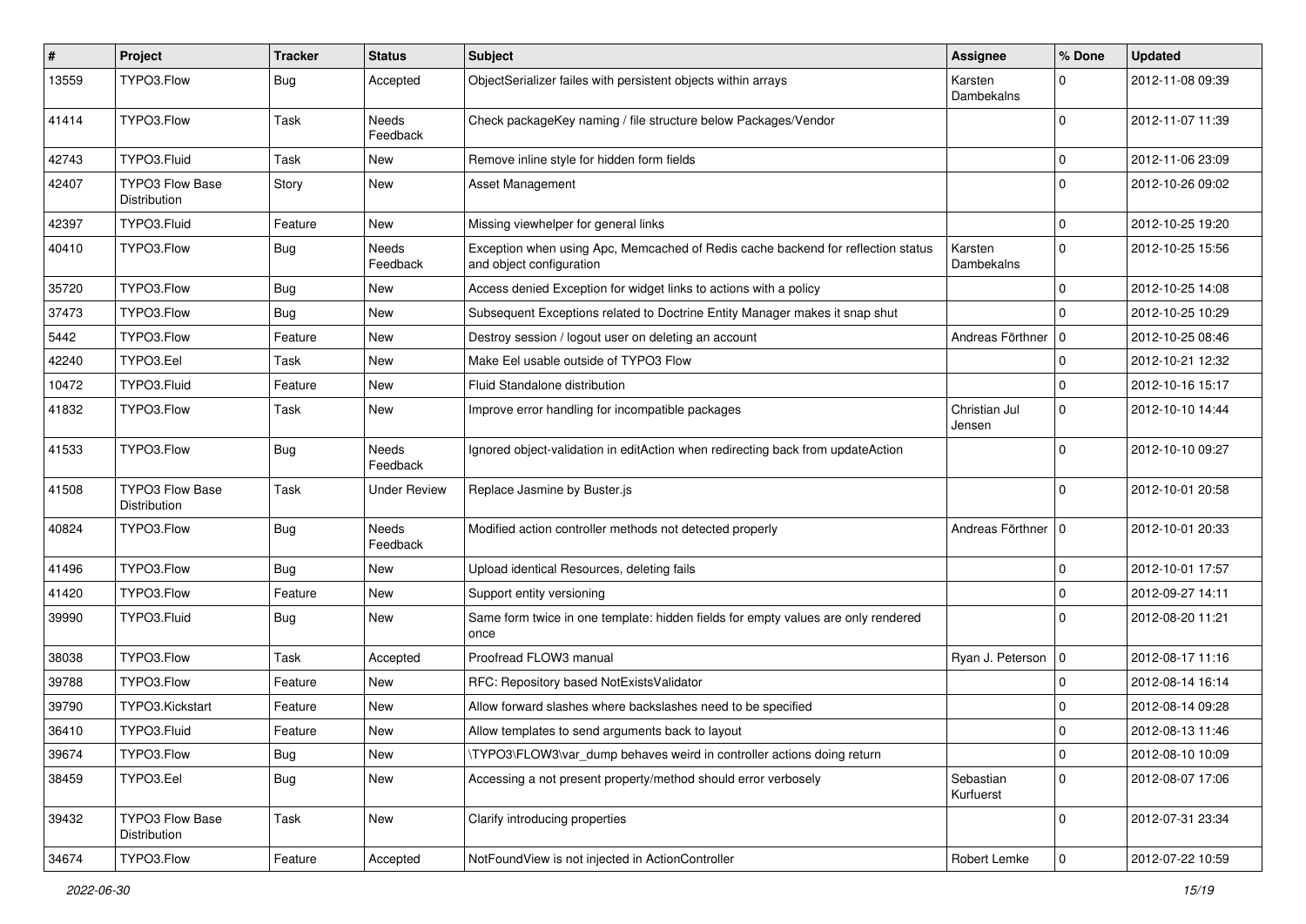| # | Project | Tracker | Status | Subject | Assignee | % Done | Updated |
|---|---|---|---|---|---|---|---|
| 13559 | TYPO3.Flow | Bug | Accepted | ObjectSerializer failes with persistent objects within arrays | Karsten Dambekalns | 0 | 2012-11-08 09:39 |
| 41414 | TYPO3.Flow | Task | Needs Feedback | Check packageKey naming / file structure below Packages/Vendor | | 0 | 2012-11-07 11:39 |
| 42743 | TYPO3.Fluid | Task | New | Remove inline style for hidden form fields | | 0 | 2012-11-06 23:09 |
| 42407 | TYPO3 Flow Base Distribution | Story | New | Asset Management | | 0 | 2012-10-26 09:02 |
| 42397 | TYPO3.Fluid | Feature | New | Missing viewhelper for general links | | 0 | 2012-10-25 19:20 |
| 40410 | TYPO3.Flow | Bug | Needs Feedback | Exception when using Apc, Memcached of Redis cache backend for reflection status and object configuration | Karsten Dambekalns | 0 | 2012-10-25 15:56 |
| 35720 | TYPO3.Flow | Bug | New | Access denied Exception for widget links to actions with a policy | | 0 | 2012-10-25 14:08 |
| 37473 | TYPO3.Flow | Bug | New | Subsequent Exceptions related to Doctrine Entity Manager makes it snap shut | | 0 | 2012-10-25 10:29 |
| 5442 | TYPO3.Flow | Feature | New | Destroy session / logout user on deleting an account | Andreas Förthner | 0 | 2012-10-25 08:46 |
| 42240 | TYPO3.Eel | Task | New | Make Eel usable outside of TYPO3 Flow | | 0 | 2012-10-21 12:32 |
| 10472 | TYPO3.Fluid | Feature | New | Fluid Standalone distribution | | 0 | 2012-10-16 15:17 |
| 41832 | TYPO3.Flow | Task | New | Improve error handling for incompatible packages | Christian Jul Jensen | 0 | 2012-10-10 14:44 |
| 41533 | TYPO3.Flow | Bug | Needs Feedback | Ignored object-validation in editAction when redirecting back from updateAction | | 0 | 2012-10-10 09:27 |
| 41508 | TYPO3 Flow Base Distribution | Task | Under Review | Replace Jasmine by Buster.js | | 0 | 2012-10-01 20:58 |
| 40824 | TYPO3.Flow | Bug | Needs Feedback | Modified action controller methods not detected properly | Andreas Förthner | 0 | 2012-10-01 20:33 |
| 41496 | TYPO3.Flow | Bug | New | Upload identical Resources, deleting fails | | 0 | 2012-10-01 17:57 |
| 41420 | TYPO3.Flow | Feature | New | Support entity versioning | | 0 | 2012-09-27 14:11 |
| 39990 | TYPO3.Fluid | Bug | New | Same form twice in one template: hidden fields for empty values are only rendered once | | 0 | 2012-08-20 11:21 |
| 38038 | TYPO3.Flow | Task | Accepted | Proofread FLOW3 manual | Ryan J. Peterson | 0 | 2012-08-17 11:16 |
| 39788 | TYPO3.Flow | Feature | New | RFC: Repository based NotExistsValidator | | 0 | 2012-08-14 16:14 |
| 39790 | TYPO3.Kickstart | Feature | New | Allow forward slashes where backslashes need to be specified | | 0 | 2012-08-14 09:28 |
| 36410 | TYPO3.Fluid | Feature | New | Allow templates to send arguments back to layout | | 0 | 2012-08-13 11:46 |
| 39674 | TYPO3.Flow | Bug | New | \TYPO3\FLOW3\var_dump behaves weird in controller actions doing return | | 0 | 2012-08-10 10:09 |
| 38459 | TYPO3.Eel | Bug | New | Accessing a not present property/method should error verbosely | Sebastian Kurfuerst | 0 | 2012-08-07 17:06 |
| 39432 | TYPO3 Flow Base Distribution | Task | New | Clarify introducing properties | | 0 | 2012-07-31 23:34 |
| 34674 | TYPO3.Flow | Feature | Accepted | NotFoundView is not injected in ActionController | Robert Lemke | 0 | 2012-07-22 10:59 |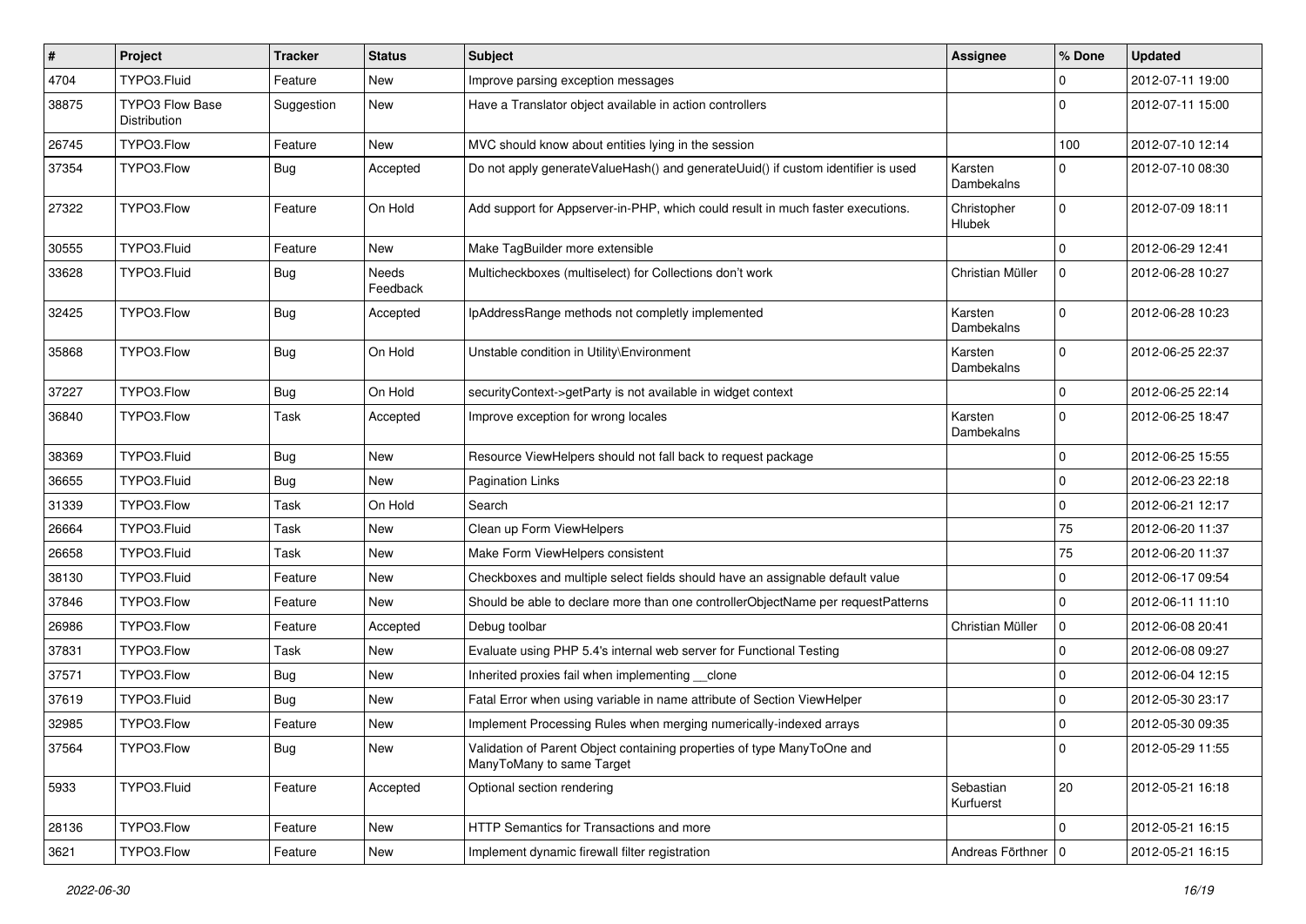| # | Project | Tracker | Status | Subject | Assignee | % Done | Updated |
|---|---|---|---|---|---|---|---|
| 4704 | TYPO3.Fluid | Feature | New | Improve parsing exception messages | | 0 | 2012-07-11 19:00 |
| 38875 | TYPO3 Flow Base Distribution | Suggestion | New | Have a Translator object available in action controllers | | 0 | 2012-07-11 15:00 |
| 26745 | TYPO3.Flow | Feature | New | MVC should know about entities lying in the session | | 100 | 2012-07-10 12:14 |
| 37354 | TYPO3.Flow | Bug | Accepted | Do not apply generateValueHash() and generateUuid() if custom identifier is used | Karsten Dambekalns | 0 | 2012-07-10 08:30 |
| 27322 | TYPO3.Flow | Feature | On Hold | Add support for Appserver-in-PHP, which could result in much faster executions. | Christopher Hlubek | 0 | 2012-07-09 18:11 |
| 30555 | TYPO3.Fluid | Feature | New | Make TagBuilder more extensible | | 0 | 2012-06-29 12:41 |
| 33628 | TYPO3.Fluid | Bug | Needs Feedback | Multicheckboxes (multiselect) for Collections don't work | Christian Müller | 0 | 2012-06-28 10:27 |
| 32425 | TYPO3.Flow | Bug | Accepted | IpAddressRange methods not completly implemented | Karsten Dambekalns | 0 | 2012-06-28 10:23 |
| 35868 | TYPO3.Flow | Bug | On Hold | Unstable condition in Utility\Environment | Karsten Dambekalns | 0 | 2012-06-25 22:37 |
| 37227 | TYPO3.Flow | Bug | On Hold | securityContext->getParty is not available in widget context | | 0 | 2012-06-25 22:14 |
| 36840 | TYPO3.Flow | Task | Accepted | Improve exception for wrong locales | Karsten Dambekalns | 0 | 2012-06-25 18:47 |
| 38369 | TYPO3.Fluid | Bug | New | Resource ViewHelpers should not fall back to request package | | 0 | 2012-06-25 15:55 |
| 36655 | TYPO3.Fluid | Bug | New | Pagination Links | | 0 | 2012-06-23 22:18 |
| 31339 | TYPO3.Flow | Task | On Hold | Search | | 0 | 2012-06-21 12:17 |
| 26664 | TYPO3.Fluid | Task | New | Clean up Form ViewHelpers | | 75 | 2012-06-20 11:37 |
| 26658 | TYPO3.Fluid | Task | New | Make Form ViewHelpers consistent | | 75 | 2012-06-20 11:37 |
| 38130 | TYPO3.Fluid | Feature | New | Checkboxes and multiple select fields should have an assignable default value | | 0 | 2012-06-17 09:54 |
| 37846 | TYPO3.Flow | Feature | New | Should be able to declare more than one controllerObjectName per requestPatterns | | 0 | 2012-06-11 11:10 |
| 26986 | TYPO3.Flow | Feature | Accepted | Debug toolbar | Christian Müller | 0 | 2012-06-08 20:41 |
| 37831 | TYPO3.Flow | Task | New | Evaluate using PHP 5.4's internal web server for Functional Testing | | 0 | 2012-06-08 09:27 |
| 37571 | TYPO3.Flow | Bug | New | Inherited proxies fail when implementing __clone | | 0 | 2012-06-04 12:15 |
| 37619 | TYPO3.Fluid | Bug | New | Fatal Error when using variable in name attribute of Section ViewHelper | | 0 | 2012-05-30 23:17 |
| 32985 | TYPO3.Flow | Feature | New | Implement Processing Rules when merging numerically-indexed arrays | | 0 | 2012-05-30 09:35 |
| 37564 | TYPO3.Flow | Bug | New | Validation of Parent Object containing properties of type ManyToOne and ManyToMany to same Target | | 0 | 2012-05-29 11:55 |
| 5933 | TYPO3.Fluid | Feature | Accepted | Optional section rendering | Sebastian Kurfuerst | 20 | 2012-05-21 16:18 |
| 28136 | TYPO3.Flow | Feature | New | HTTP Semantics for Transactions and more | | 0 | 2012-05-21 16:15 |
| 3621 | TYPO3.Flow | Feature | New | Implement dynamic firewall filter registration | Andreas Förthner | 0 | 2012-05-21 16:15 |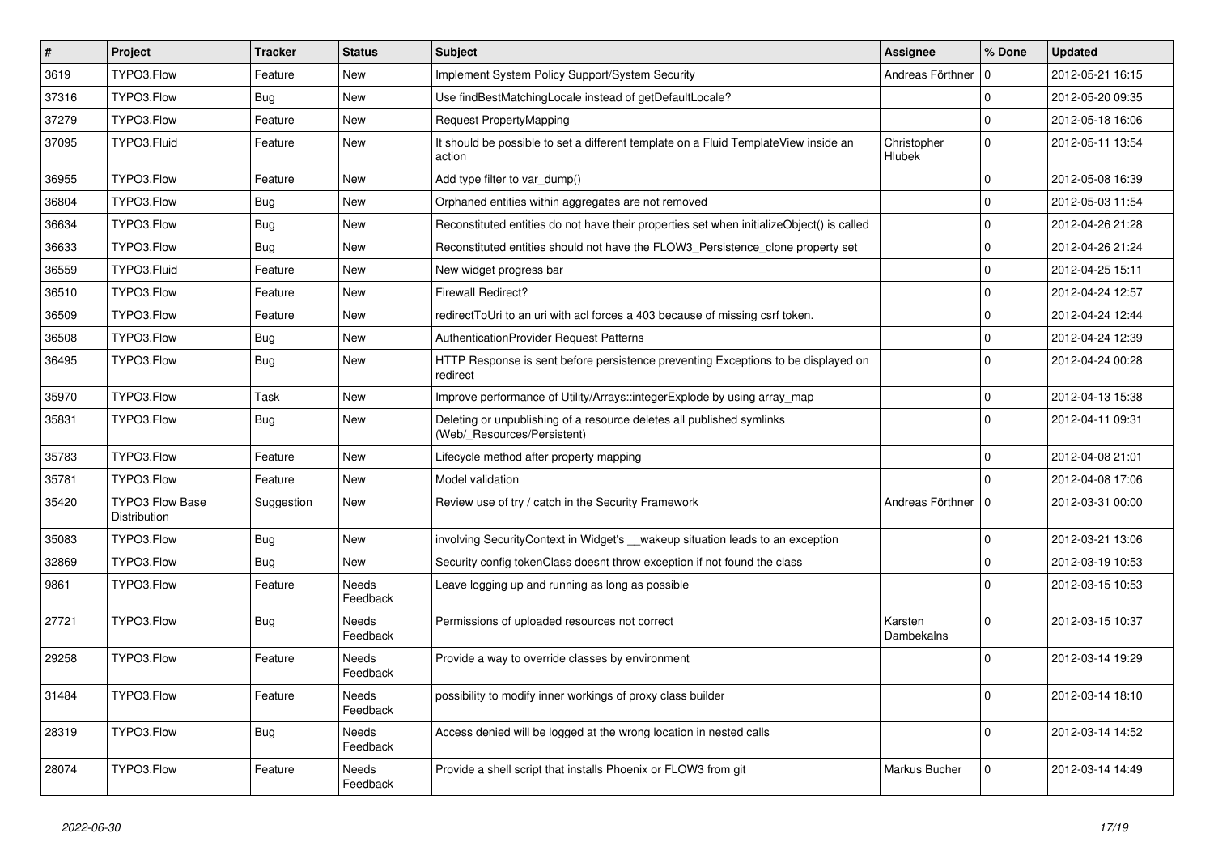| # | Project | Tracker | Status | Subject | Assignee | % Done | Updated |
|---|---|---|---|---|---|---|---|
| 3619 | TYPO3.Flow | Feature | New | Implement System Policy Support/System Security | Andreas Förthner | 0 | 2012-05-21 16:15 |
| 37316 | TYPO3.Flow | Bug | New | Use findBestMatchingLocale instead of getDefaultLocale? | | 0 | 2012-05-20 09:35 |
| 37279 | TYPO3.Flow | Feature | New | Request PropertyMapping | | 0 | 2012-05-18 16:06 |
| 37095 | TYPO3.Fluid | Feature | New | It should be possible to set a different template on a Fluid TemplateView inside an action | Christopher Hlubek | 0 | 2012-05-11 13:54 |
| 36955 | TYPO3.Flow | Feature | New | Add type filter to var_dump() | | 0 | 2012-05-08 16:39 |
| 36804 | TYPO3.Flow | Bug | New | Orphaned entities within aggregates are not removed | | 0 | 2012-05-03 11:54 |
| 36634 | TYPO3.Flow | Bug | New | Reconstituted entities do not have their properties set when initializeObject() is called | | 0 | 2012-04-26 21:28 |
| 36633 | TYPO3.Flow | Bug | New | Reconstituted entities should not have the FLOW3_Persistence_clone property set | | 0 | 2012-04-26 21:24 |
| 36559 | TYPO3.Fluid | Feature | New | New widget progress bar | | 0 | 2012-04-25 15:11 |
| 36510 | TYPO3.Flow | Feature | New | Firewall Redirect? | | 0 | 2012-04-24 12:57 |
| 36509 | TYPO3.Flow | Feature | New | redirectToUri to an uri with acl forces a 403 because of missing csrf token. | | 0 | 2012-04-24 12:44 |
| 36508 | TYPO3.Flow | Bug | New | AuthenticationProvider Request Patterns | | 0 | 2012-04-24 12:39 |
| 36495 | TYPO3.Flow | Bug | New | HTTP Response is sent before persistence preventing Exceptions to be displayed on redirect | | 0 | 2012-04-24 00:28 |
| 35970 | TYPO3.Flow | Task | New | Improve performance of Utility/Arrays::integerExplode by using array_map | | 0 | 2012-04-13 15:38 |
| 35831 | TYPO3.Flow | Bug | New | Deleting or unpublishing of a resource deletes all published symlinks (Web/_Resources/Persistent) | | 0 | 2012-04-11 09:31 |
| 35783 | TYPO3.Flow | Feature | New | Lifecycle method after property mapping | | 0 | 2012-04-08 21:01 |
| 35781 | TYPO3.Flow | Feature | New | Model validation | | 0 | 2012-04-08 17:06 |
| 35420 | TYPO3 Flow Base Distribution | Suggestion | New | Review use of try / catch in the Security Framework | Andreas Förthner | 0 | 2012-03-31 00:00 |
| 35083 | TYPO3.Flow | Bug | New | involving SecurityContext in Widget's __wakeup situation leads to an exception | | 0 | 2012-03-21 13:06 |
| 32869 | TYPO3.Flow | Bug | New | Security config tokenClass doesnt throw exception if not found the class | | 0 | 2012-03-19 10:53 |
| 9861 | TYPO3.Flow | Feature | Needs Feedback | Leave logging up and running as long as possible | | 0 | 2012-03-15 10:53 |
| 27721 | TYPO3.Flow | Bug | Needs Feedback | Permissions of uploaded resources not correct | Karsten Dambekalns | 0 | 2012-03-15 10:37 |
| 29258 | TYPO3.Flow | Feature | Needs Feedback | Provide a way to override classes by environment | | 0 | 2012-03-14 19:29 |
| 31484 | TYPO3.Flow | Feature | Needs Feedback | possibility to modify inner workings of proxy class builder | | 0 | 2012-03-14 18:10 |
| 28319 | TYPO3.Flow | Bug | Needs Feedback | Access denied will be logged at the wrong location in nested calls | | 0 | 2012-03-14 14:52 |
| 28074 | TYPO3.Flow | Feature | Needs Feedback | Provide a shell script that installs Phoenix or FLOW3 from git | Markus Bucher | 0 | 2012-03-14 14:49 |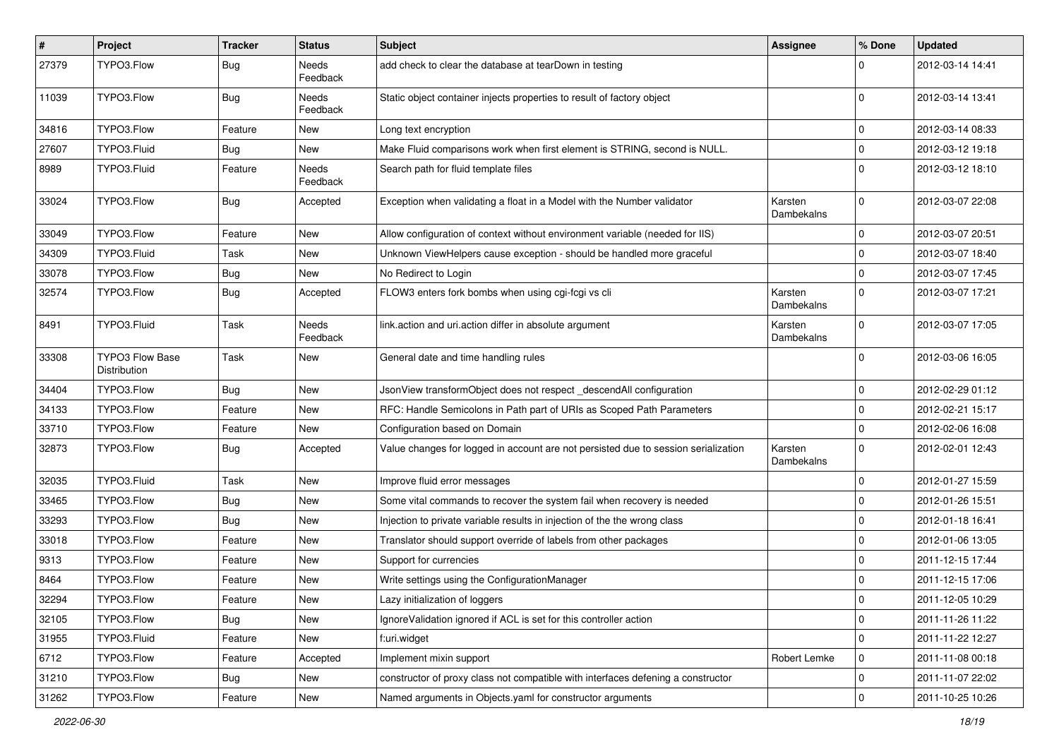| # | Project | Tracker | Status | Subject | Assignee | % Done | Updated |
|---|---|---|---|---|---|---|---|
| 27379 | TYPO3.Flow | Bug | Needs Feedback | add check to clear the database at tearDown in testing | | 0 | 2012-03-14 14:41 |
| 11039 | TYPO3.Flow | Bug | Needs Feedback | Static object container injects properties to result of factory object | | 0 | 2012-03-14 13:41 |
| 34816 | TYPO3.Flow | Feature | New | Long text encryption | | 0 | 2012-03-14 08:33 |
| 27607 | TYPO3.Fluid | Bug | New | Make Fluid comparisons work when first element is STRING, second is NULL. | | 0 | 2012-03-12 19:18 |
| 8989 | TYPO3.Fluid | Feature | Needs Feedback | Search path for fluid template files | | 0 | 2012-03-12 18:10 |
| 33024 | TYPO3.Flow | Bug | Accepted | Exception when validating a float in a Model with the Number validator | Karsten Dambekalns | 0 | 2012-03-07 22:08 |
| 33049 | TYPO3.Flow | Feature | New | Allow configuration of context without environment variable (needed for IIS) | | 0 | 2012-03-07 20:51 |
| 34309 | TYPO3.Fluid | Task | New | Unknown ViewHelpers cause exception - should be handled more graceful | | 0 | 2012-03-07 18:40 |
| 33078 | TYPO3.Flow | Bug | New | No Redirect to Login | | 0 | 2012-03-07 17:45 |
| 32574 | TYPO3.Flow | Bug | Accepted | FLOW3 enters fork bombs when using cgi-fcgi vs cli | Karsten Dambekalns | 0 | 2012-03-07 17:21 |
| 8491 | TYPO3.Fluid | Task | Needs Feedback | link.action and uri.action differ in absolute argument | Karsten Dambekalns | 0 | 2012-03-07 17:05 |
| 33308 | TYPO3 Flow Base Distribution | Task | New | General date and time handling rules | | 0 | 2012-03-06 16:05 |
| 34404 | TYPO3.Flow | Bug | New | JsonView transformObject does not respect _descendAll configuration | | 0 | 2012-02-29 01:12 |
| 34133 | TYPO3.Flow | Feature | New | RFC: Handle Semicolons in Path part of URIs as Scoped Path Parameters | | 0 | 2012-02-21 15:17 |
| 33710 | TYPO3.Flow | Feature | New | Configuration based on Domain | | 0 | 2012-02-06 16:08 |
| 32873 | TYPO3.Flow | Bug | Accepted | Value changes for logged in account are not persisted due to session serialization | Karsten Dambekalns | 0 | 2012-02-01 12:43 |
| 32035 | TYPO3.Fluid | Task | New | Improve fluid error messages | | 0 | 2012-01-27 15:59 |
| 33465 | TYPO3.Flow | Bug | New | Some vital commands to recover the system fail when recovery is needed | | 0 | 2012-01-26 15:51 |
| 33293 | TYPO3.Flow | Bug | New | Injection to private variable results in injection of the the wrong class | | 0 | 2012-01-18 16:41 |
| 33018 | TYPO3.Flow | Feature | New | Translator should support override of labels from other packages | | 0 | 2012-01-06 13:05 |
| 9313 | TYPO3.Flow | Feature | New | Support for currencies | | 0 | 2011-12-15 17:44 |
| 8464 | TYPO3.Flow | Feature | New | Write settings using the ConfigurationManager | | 0 | 2011-12-15 17:06 |
| 32294 | TYPO3.Flow | Feature | New | Lazy initialization of loggers | | 0 | 2011-12-05 10:29 |
| 32105 | TYPO3.Flow | Bug | New | IgnoreValidation ignored if ACL is set for this controller action | | 0 | 2011-11-26 11:22 |
| 31955 | TYPO3.Fluid | Feature | New | f:uri.widget | | 0 | 2011-11-22 12:27 |
| 6712 | TYPO3.Flow | Feature | Accepted | Implement mixin support | Robert Lemke | 0 | 2011-11-08 00:18 |
| 31210 | TYPO3.Flow | Bug | New | constructor of proxy class not compatible with interfaces defening a constructor | | 0 | 2011-11-07 22:02 |
| 31262 | TYPO3.Flow | Feature | New | Named arguments in Objects.yaml for constructor arguments | | 0 | 2011-10-25 10:26 |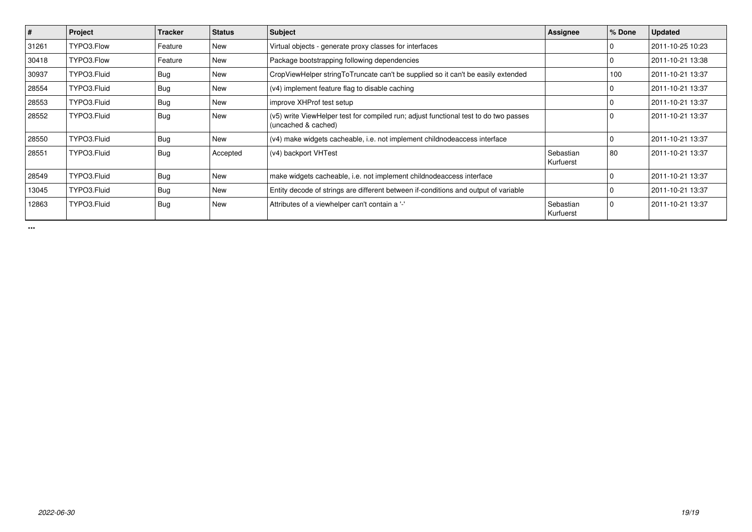| # | Project | Tracker | Status | Subject | Assignee | % Done | Updated |
|---|---|---|---|---|---|---|---|
| 31261 | TYPO3.Flow | Feature | New | Virtual objects - generate proxy classes for interfaces | | 0 | 2011-10-25 10:23 |
| 30418 | TYPO3.Flow | Feature | New | Package bootstrapping following dependencies | | 0 | 2011-10-21 13:38 |
| 30937 | TYPO3.Fluid | Bug | New | CropViewHelper stringToTruncate can't be supplied so it can't be easily extended | | 100 | 2011-10-21 13:37 |
| 28554 | TYPO3.Fluid | Bug | New | (v4) implement feature flag to disable caching | | 0 | 2011-10-21 13:37 |
| 28553 | TYPO3.Fluid | Bug | New | improve XHProf test setup | | 0 | 2011-10-21 13:37 |
| 28552 | TYPO3.Fluid | Bug | New | (v5) write ViewHelper test for compiled run; adjust functional test to do two passes (uncached & cached) | | 0 | 2011-10-21 13:37 |
| 28550 | TYPO3.Fluid | Bug | New | (v4) make widgets cacheable, i.e. not implement childnodeaccess interface | | 0 | 2011-10-21 13:37 |
| 28551 | TYPO3.Fluid | Bug | Accepted | (v4) backport VHTest | Sebastian Kurfuerst | 80 | 2011-10-21 13:37 |
| 28549 | TYPO3.Fluid | Bug | New | make widgets cacheable, i.e. not implement childnodeaccess interface | | 0 | 2011-10-21 13:37 |
| 13045 | TYPO3.Fluid | Bug | New | Entity decode of strings are different between if-conditions and output of variable | | 0 | 2011-10-21 13:37 |
| 12863 | TYPO3.Fluid | Bug | New | Attributes of a viewhelper can't contain a '-' | Sebastian Kurfuerst | 0 | 2011-10-21 13:37 |

...